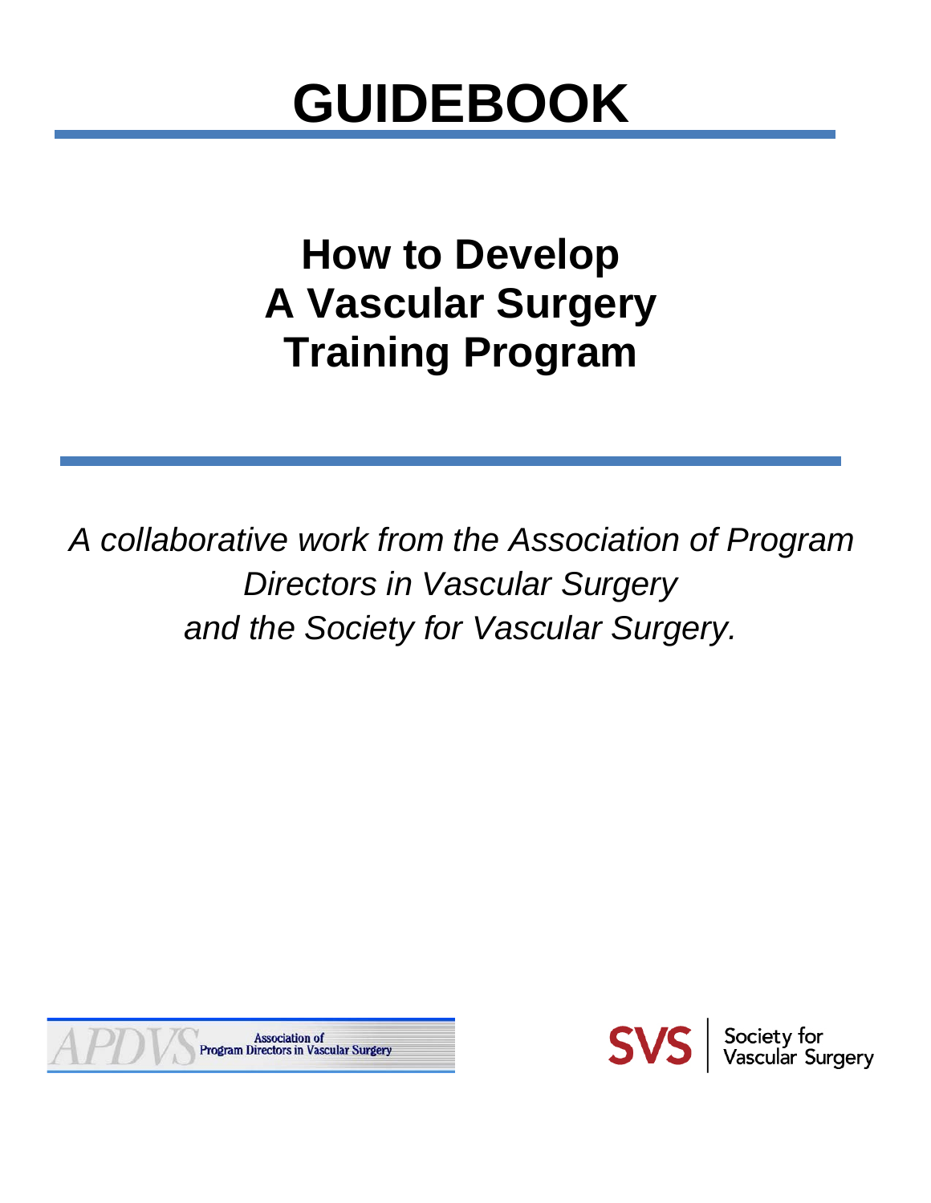# GUIDEBOOK

## How to Develop A Vascular Surgery Training Program

*A collaborative work from the Association of Program Directors in Vascular Surgery and the Society for Vascular Surgery.*

APDVS Association of Program Directors in Vascular Surgery

SVS Society for Vascular Surgery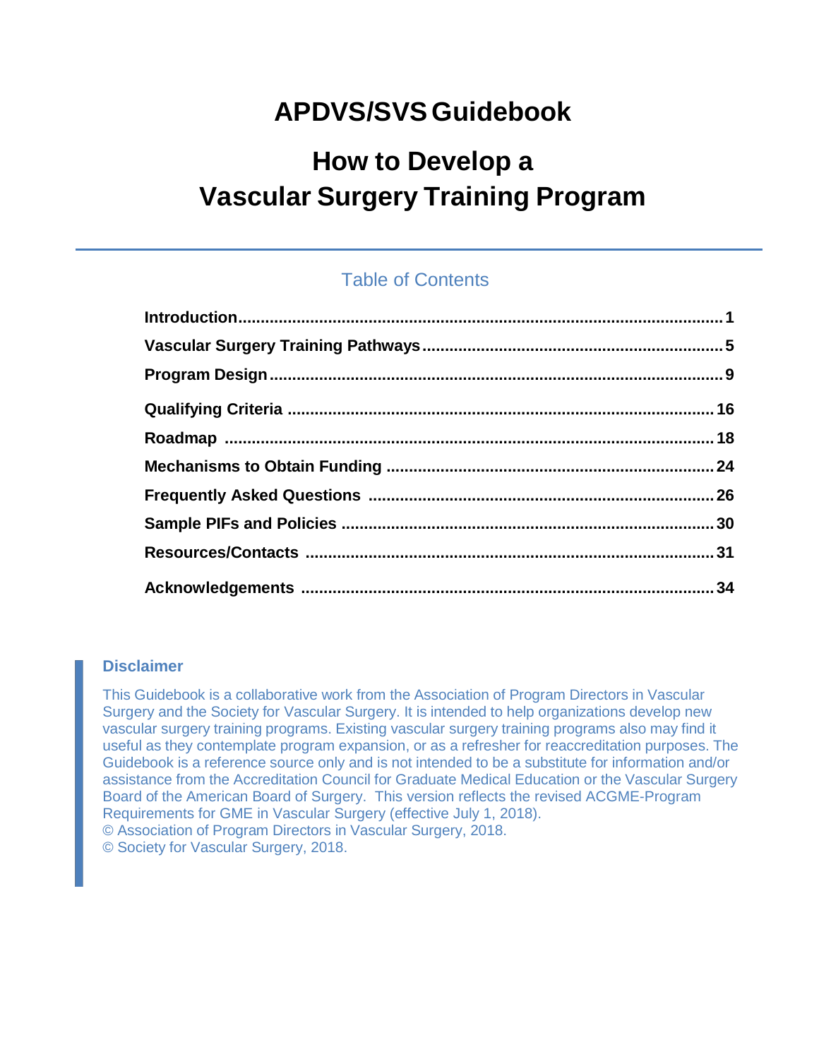# APDVS/SVS Guidebook

# How to Develop a Vascular Surgery Training Program

## Table of Contents

**Introduction** ........................................................ **1**

**Vascular Surgery Training Pathways** ........................................................ **5**

**Program Design** ........................................................ **9**

**Qualifying Criteria** ........................................................ **16**

**Roadmap** ........................................................ **18**

**Mechanisms to Obtain Funding** ........................................................ **24**

**Frequently Asked Questions** ........................................................ **26**

**Sample PIFs and Policies** ........................................................ **30**

**Resources/Contacts** ........................................................ **31**

**Acknowledgements** ........................................................ **34**

### Disclaimer

This Guidebook is a collaborative work from the Association of Program Directors in Vascular Surgery and the Society for Vascular Surgery. It is intended to help organizations develop new vascular surgery training programs. Existing vascular surgery training programs also may find it useful as they contemplate program expansion, or as a refresher for reaccreditation purposes. The Guidebook is a reference source only and is not intended to be a substitute for information and/or assistance from the Accreditation Council for Graduate Medical Education or the Vascular Surgery Board of the American Board of Surgery. This version reflects the revised ACGME-Program Requirements for GME in Vascular Surgery (effective July 1, 2018).
© Association of Program Directors in Vascular Surgery, 2018.
© Society for Vascular Surgery, 2018.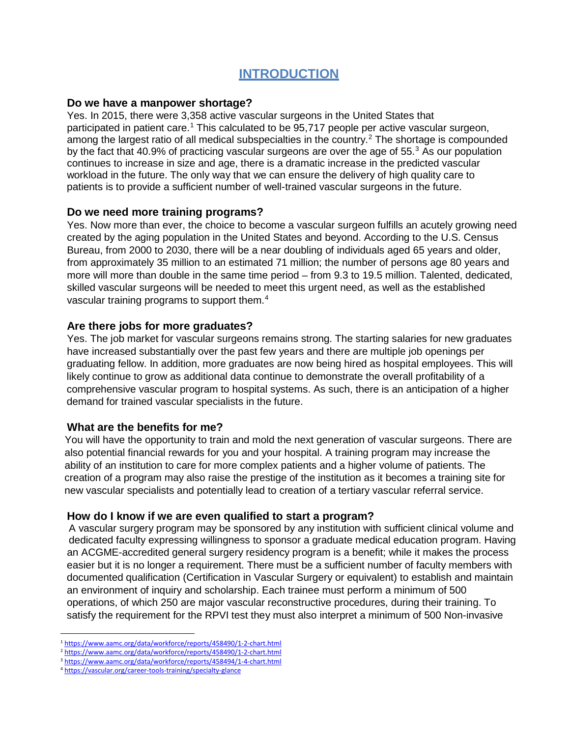# INTRODUCTION

### Do we have a manpower shortage?

Yes. In 2015, there were 3,358 active vascular surgeons in the United States that participated in patient care.[1] This calculated to be 95,717 people per active vascular surgeon, among the largest ratio of all medical subspecialties in the country.[2] The shortage is compounded by the fact that 40.9% of practicing vascular surgeons are over the age of 55.[3] As our population continues to increase in size and age, there is a dramatic increase in the predicted vascular workload in the future. The only way that we can ensure the delivery of high quality care to patients is to provide a sufficient number of well-trained vascular surgeons in the future.

### Do we need more training programs?

Yes. Now more than ever, the choice to become a vascular surgeon fulfills an acutely growing need created by the aging population in the United States and beyond. According to the U.S. Census Bureau, from 2000 to 2030, there will be a near doubling of individuals aged 65 years and older, from approximately 35 million to an estimated 71 million; the number of persons age 80 years and more will more than double in the same time period – from 9.3 to 19.5 million. Talented, dedicated, skilled vascular surgeons will be needed to meet this urgent need, as well as the established vascular training programs to support them.[4]

### Are there jobs for more graduates?

Yes. The job market for vascular surgeons remains strong. The starting salaries for new graduates have increased substantially over the past few years and there are multiple job openings per graduating fellow. In addition, more graduates are now being hired as hospital employees. This will likely continue to grow as additional data continue to demonstrate the overall profitability of a comprehensive vascular program to hospital systems. As such, there is an anticipation of a higher demand for trained vascular specialists in the future.

### What are the benefits for me?

You will have the opportunity to train and mold the next generation of vascular surgeons. There are also potential financial rewards for you and your hospital. A training program may increase the ability of an institution to care for more complex patients and a higher volume of patients. The creation of a program may also raise the prestige of the institution as it becomes a training site for new vascular specialists and potentially lead to creation of a tertiary vascular referral service.

### How do I know if we are even qualified to start a program?

A vascular surgery program may be sponsored by any institution with sufficient clinical volume and dedicated faculty expressing willingness to sponsor a graduate medical education program. Having an ACGME-accredited general surgery residency program is a benefit; while it makes the process easier but it is no longer a requirement. There must be a sufficient number of faculty members with documented qualification (Certification in Vascular Surgery or equivalent) to establish and maintain an environment of inquiry and scholarship. Each trainee must perform a minimum of 500 operations, of which 250 are major vascular reconstructive procedures, during their training. To satisfy the requirement for the RPVI test they must also interpret a minimum of 500 Non-invasive

---

[1] https://www.aamc.org/data/workforce/reports/458490/1-2-chart.html
[2] https://www.aamc.org/data/workforce/reports/458490/1-2-chart.html
[3] https://www.aamc.org/data/workforce/reports/458494/1-4-chart.html
[4] https://vascular.org/career-tools-training/specialty-glance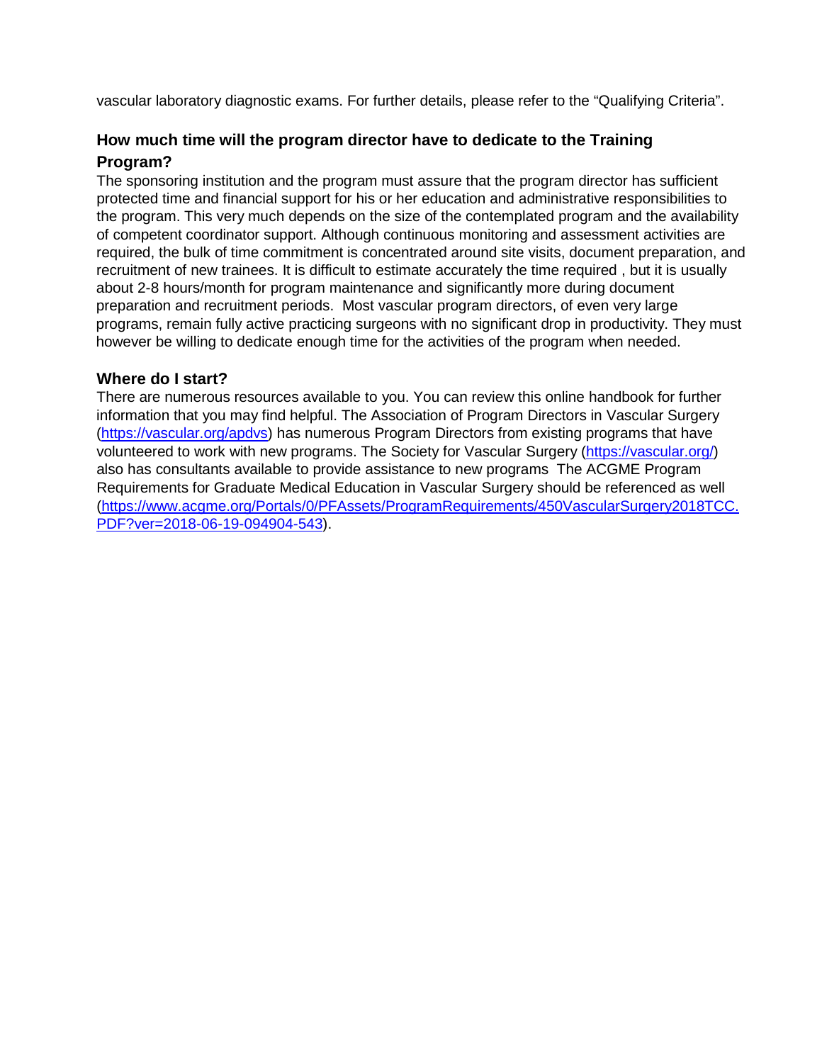vascular laboratory diagnostic exams. For further details, please refer to the "Qualifying Criteria".

### How much time will the program director have to dedicate to the Training Program?

The sponsoring institution and the program must assure that the program director has sufficient protected time and financial support for his or her education and administrative responsibilities to the program. This very much depends on the size of the contemplated program and the availability of competent coordinator support. Although continuous monitoring and assessment activities are required, the bulk of time commitment is concentrated around site visits, document preparation, and recruitment of new trainees. It is difficult to estimate accurately the time required , but it is usually about 2-8 hours/month for program maintenance and significantly more during document preparation and recruitment periods. Most vascular program directors, of even very large programs, remain fully active practicing surgeons with no significant drop in productivity. They must however be willing to dedicate enough time for the activities of the program when needed.

### Where do I start?

There are numerous resources available to you. You can review this online handbook for further information that you may find helpful. The Association of Program Directors in Vascular Surgery (https://vascular.org/apdvs) has numerous Program Directors from existing programs that have volunteered to work with new programs. The Society for Vascular Surgery (https://vascular.org/) also has consultants available to provide assistance to new programs The ACGME Program Requirements for Graduate Medical Education in Vascular Surgery should be referenced as well (https://www.acgme.org/Portals/0/PFAssets/ProgramRequirements/450VascularSurgery2018TCC.PDF?ver=2018-06-19-094904-543).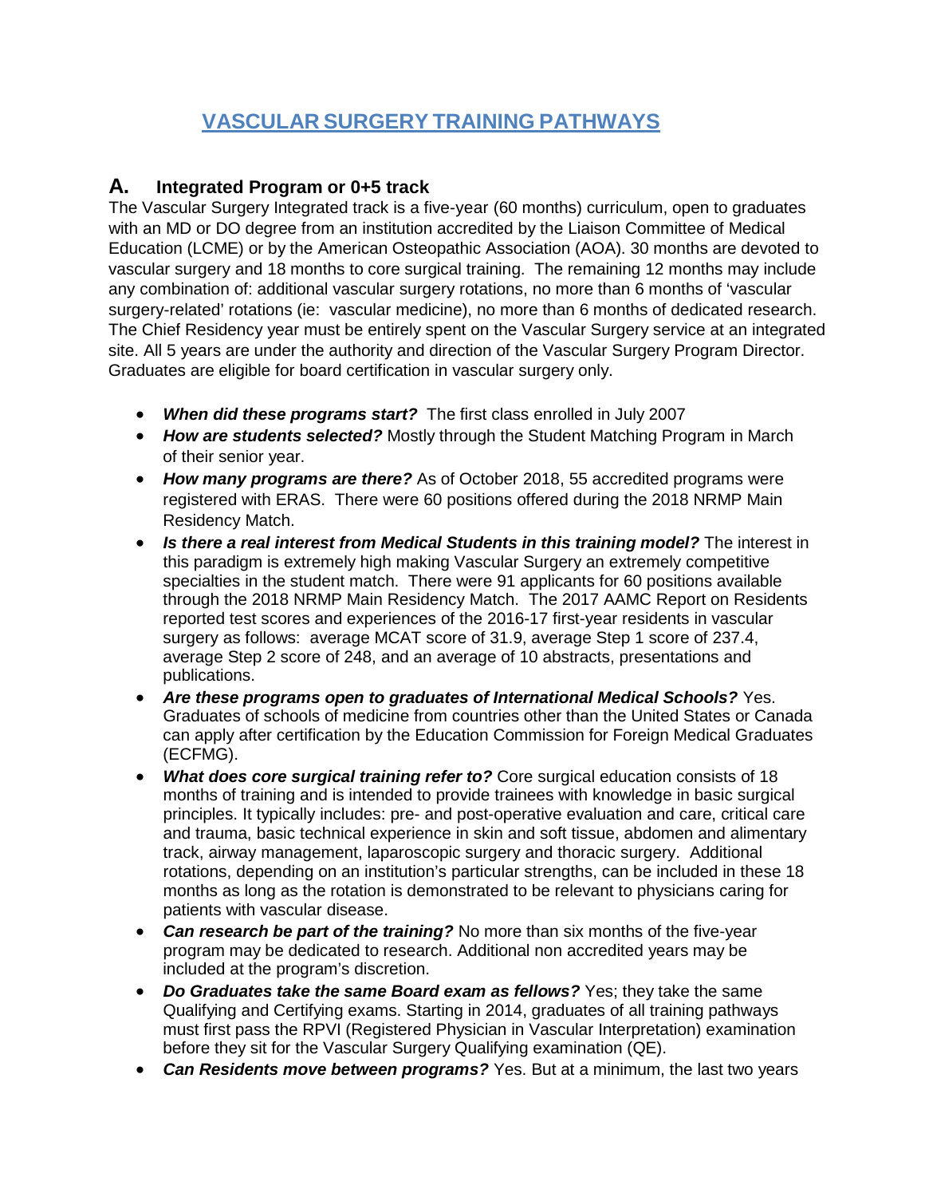# VASCULAR SURGERY TRAINING PATHWAYS

## A. Integrated Program or 0+5 track

The Vascular Surgery Integrated track is a five-year (60 months) curriculum, open to graduates with an MD or DO degree from an institution accredited by the Liaison Committee of Medical Education (LCME) or by the American Osteopathic Association (AOA). 30 months are devoted to vascular surgery and 18 months to core surgical training. The remaining 12 months may include any combination of: additional vascular surgery rotations, no more than 6 months of 'vascular surgery-related' rotations (ie: vascular medicine), no more than 6 months of dedicated research. The Chief Residency year must be entirely spent on the Vascular Surgery service at an integrated site. All 5 years are under the authority and direction of the Vascular Surgery Program Director. Graduates are eligible for board certification in vascular surgery only.

- ***When did these programs start?*** The first class enrolled in July 2007
- ***How are students selected?*** Mostly through the Student Matching Program in March of their senior year.
- ***How many programs are there?*** As of October 2018, 55 accredited programs were registered with ERAS. There were 60 positions offered during the 2018 NRMP Main Residency Match.
- ***Is there a real interest from Medical Students in this training model?*** The interest in this paradigm is extremely high making Vascular Surgery an extremely competitive specialties in the student match. There were 91 applicants for 60 positions available through the 2018 NRMP Main Residency Match. The 2017 AAMC Report on Residents reported test scores and experiences of the 2016-17 first-year residents in vascular surgery as follows: average MCAT score of 31.9, average Step 1 score of 237.4, average Step 2 score of 248, and an average of 10 abstracts, presentations and publications.
- ***Are these programs open to graduates of International Medical Schools?*** Yes. Graduates of schools of medicine from countries other than the United States or Canada can apply after certification by the Education Commission for Foreign Medical Graduates (ECFMG).
- ***What does core surgical training refer to?*** Core surgical education consists of 18 months of training and is intended to provide trainees with knowledge in basic surgical principles. It typically includes: pre- and post-operative evaluation and care, critical care and trauma, basic technical experience in skin and soft tissue, abdomen and alimentary track, airway management, laparoscopic surgery and thoracic surgery. Additional rotations, depending on an institution's particular strengths, can be included in these 18 months as long as the rotation is demonstrated to be relevant to physicians caring for patients with vascular disease.
- ***Can research be part of the training?*** No more than six months of the five-year program may be dedicated to research. Additional non accredited years may be included at the program's discretion.
- ***Do Graduates take the same Board exam as fellows?*** Yes; they take the same Qualifying and Certifying exams. Starting in 2014, graduates of all training pathways must first pass the RPVI (Registered Physician in Vascular Interpretation) examination before they sit for the Vascular Surgery Qualifying examination (QE).
- ***Can Residents move between programs?*** Yes. But at a minimum, the last two years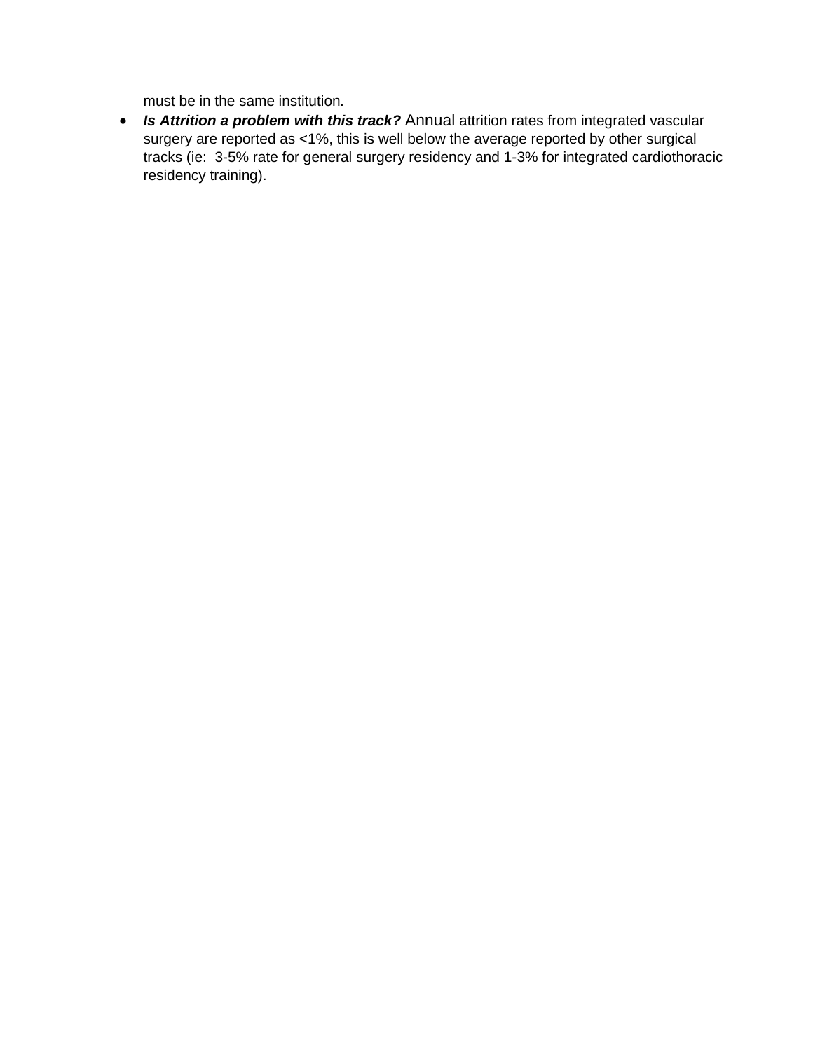must be in the same institution.

- ***Is Attrition a problem with this track?*** Annual attrition rates from integrated vascular surgery are reported as <1%, this is well below the average reported by other surgical tracks (ie:  3-5% rate for general surgery residency and 1-3% for integrated cardiothoracic residency training).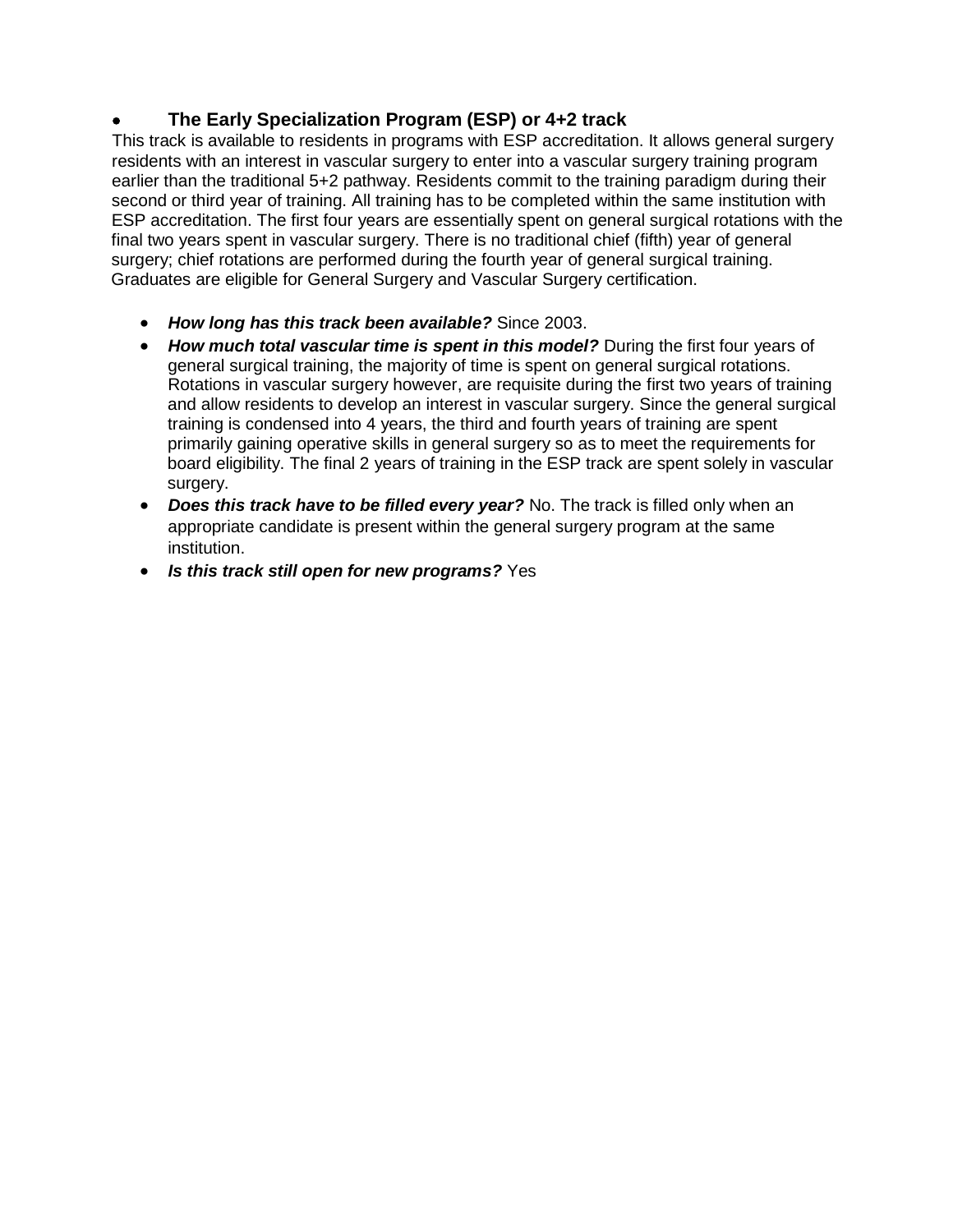- **The Early Specialization Program (ESP) or 4+2 track**

This track is available to residents in programs with ESP accreditation. It allows general surgery residents with an interest in vascular surgery to enter into a vascular surgery training program earlier than the traditional 5+2 pathway. Residents commit to the training paradigm during their second or third year of training. All training has to be completed within the same institution with ESP accreditation. The first four years are essentially spent on general surgical rotations with the final two years spent in vascular surgery. There is no traditional chief (fifth) year of general surgery; chief rotations are performed during the fourth year of general surgical training. Graduates are eligible for General Surgery and Vascular Surgery certification.

- ***How long has this track been available?*** Since 2003.
- ***How much total vascular time is spent in this model?*** During the first four years of general surgical training, the majority of time is spent on general surgical rotations. Rotations in vascular surgery however, are requisite during the first two years of training and allow residents to develop an interest in vascular surgery. Since the general surgical training is condensed into 4 years, the third and fourth years of training are spent primarily gaining operative skills in general surgery so as to meet the requirements for board eligibility. The final 2 years of training in the ESP track are spent solely in vascular surgery.
- ***Does this track have to be filled every year?*** No. The track is filled only when an appropriate candidate is present within the general surgery program at the same institution.
- ***Is this track still open for new programs?*** Yes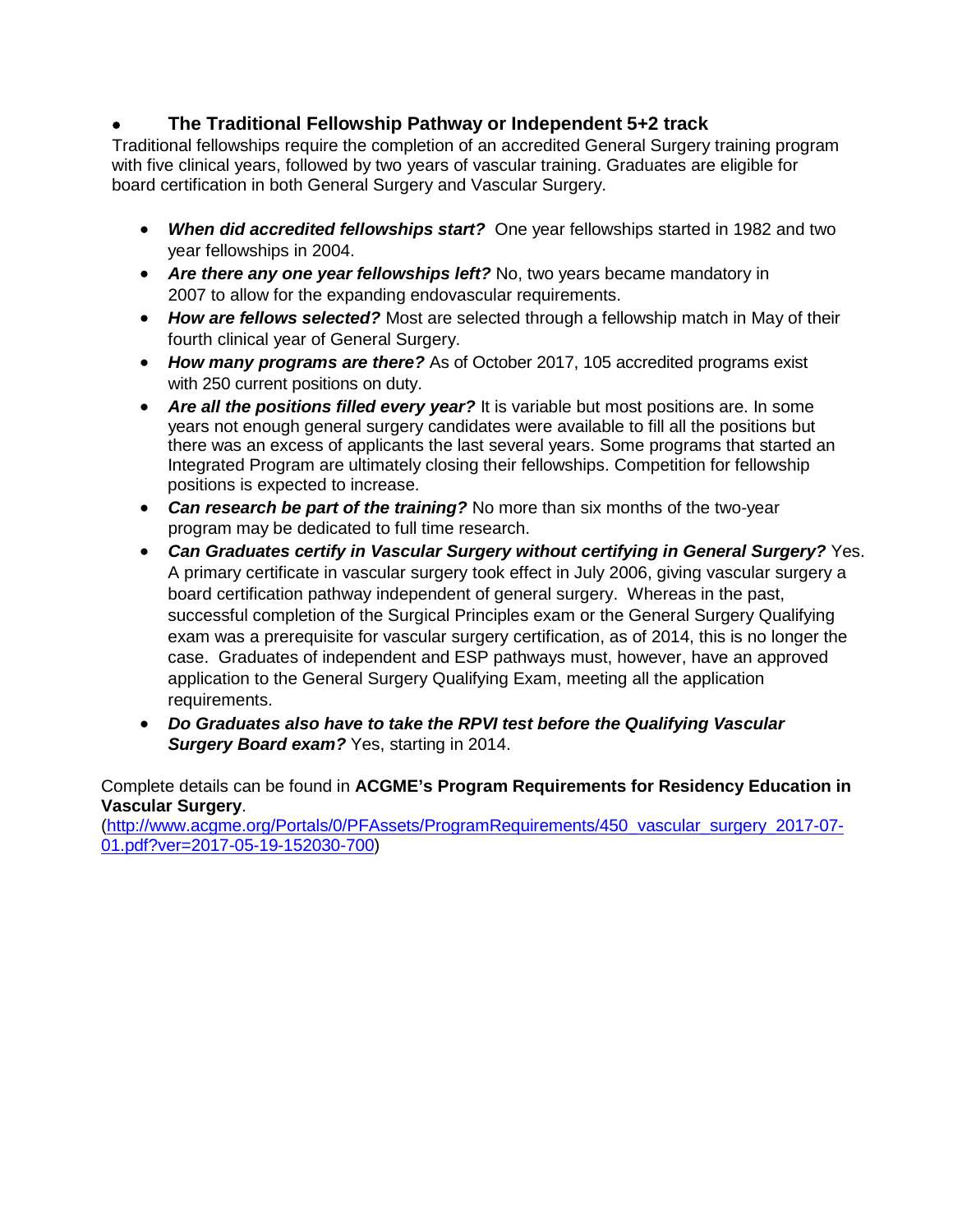- **The Traditional Fellowship Pathway or Independent 5+2 track**

Traditional fellowships require the completion of an accredited General Surgery training program with five clinical years, followed by two years of vascular training. Graduates are eligible for board certification in both General Surgery and Vascular Surgery.

- ***When did accredited fellowships start?*** One year fellowships started in 1982 and two year fellowships in 2004.
- ***Are there any one year fellowships left?*** No, two years became mandatory in 2007 to allow for the expanding endovascular requirements.
- ***How are fellows selected?*** Most are selected through a fellowship match in May of their fourth clinical year of General Surgery.
- ***How many programs are there?*** As of October 2017, 105 accredited programs exist with 250 current positions on duty.
- ***Are all the positions filled every year?*** It is variable but most positions are. In some years not enough general surgery candidates were available to fill all the positions but there was an excess of applicants the last several years. Some programs that started an Integrated Program are ultimately closing their fellowships. Competition for fellowship positions is expected to increase.
- ***Can research be part of the training?*** No more than six months of the two-year program may be dedicated to full time research.
- ***Can Graduates certify in Vascular Surgery without certifying in General Surgery?*** Yes. A primary certificate in vascular surgery took effect in July 2006, giving vascular surgery a board certification pathway independent of general surgery. Whereas in the past, successful completion of the Surgical Principles exam or the General Surgery Qualifying exam was a prerequisite for vascular surgery certification, as of 2014, this is no longer the case. Graduates of independent and ESP pathways must, however, have an approved application to the General Surgery Qualifying Exam, meeting all the application requirements.
- ***Do Graduates also have to take the RPVI test before the Qualifying Vascular Surgery Board exam?*** Yes, starting in 2014.

Complete details can be found in **ACGME's Program Requirements for Residency Education in Vascular Surgery**.
(http://www.acgme.org/Portals/0/PFAssets/ProgramRequirements/450_vascular_surgery_2017-07-01.pdf?ver=2017-05-19-152030-700)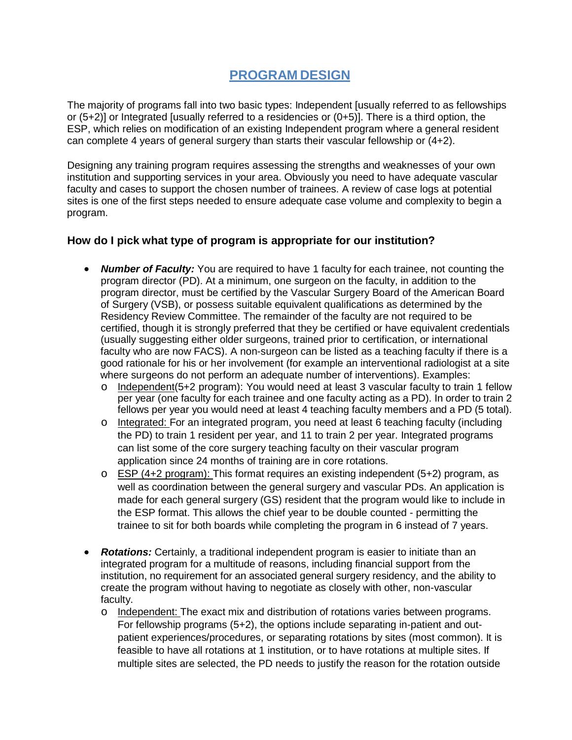# PROGRAM DESIGN

The majority of programs fall into two basic types: Independent [usually referred to as fellowships or (5+2)] or Integrated [usually referred to a residencies or (0+5)]. There is a third option, the ESP, which relies on modification of an existing Independent program where a general resident can complete 4 years of general surgery than starts their vascular fellowship or (4+2).

Designing any training program requires assessing the strengths and weaknesses of your own institution and supporting services in your area. Obviously you need to have adequate vascular faculty and cases to support the chosen number of trainees. A review of case logs at potential sites is one of the first steps needed to ensure adequate case volume and complexity to begin a program.

### How do I pick what type of program is appropriate for our institution?

- ***Number of Faculty:*** You are required to have 1 faculty for each trainee, not counting the program director (PD). At a minimum, one surgeon on the faculty, in addition to the program director, must be certified by the Vascular Surgery Board of the American Board of Surgery (VSB), or possess suitable equivalent qualifications as determined by the Residency Review Committee. The remainder of the faculty are not required to be certified, though it is strongly preferred that they be certified or have equivalent credentials (usually suggesting either older surgeons, trained prior to certification, or international faculty who are now FACS). A non-surgeon can be listed as a teaching faculty if there is a good rationale for his or her involvement (for example an interventional radiologist at a site where surgeons do not perform an adequate number of interventions). Examples:
  - Independent(5+2 program): You would need at least 3 vascular faculty to train 1 fellow per year (one faculty for each trainee and one faculty acting as a PD). In order to train 2 fellows per year you would need at least 4 teaching faculty members and a PD (5 total).
  - Integrated: For an integrated program, you need at least 6 teaching faculty (including the PD) to train 1 resident per year, and 11 to train 2 per year. Integrated programs can list some of the core surgery teaching faculty on their vascular program application since 24 months of training are in core rotations.
  - ESP (4+2 program): This format requires an existing independent (5+2) program, as well as coordination between the general surgery and vascular PDs. An application is made for each general surgery (GS) resident that the program would like to include in the ESP format. This allows the chief year to be double counted - permitting the trainee to sit for both boards while completing the program in 6 instead of 7 years.

- ***Rotations:*** Certainly, a traditional independent program is easier to initiate than an integrated program for a multitude of reasons, including financial support from the institution, no requirement for an associated general surgery residency, and the ability to create the program without having to negotiate as closely with other, non-vascular faculty.
  - Independent: The exact mix and distribution of rotations varies between programs. For fellowship programs (5+2), the options include separating in-patient and out-patient experiences/procedures, or separating rotations by sites (most common). It is feasible to have all rotations at 1 institution, or to have rotations at multiple sites. If multiple sites are selected, the PD needs to justify the reason for the rotation outside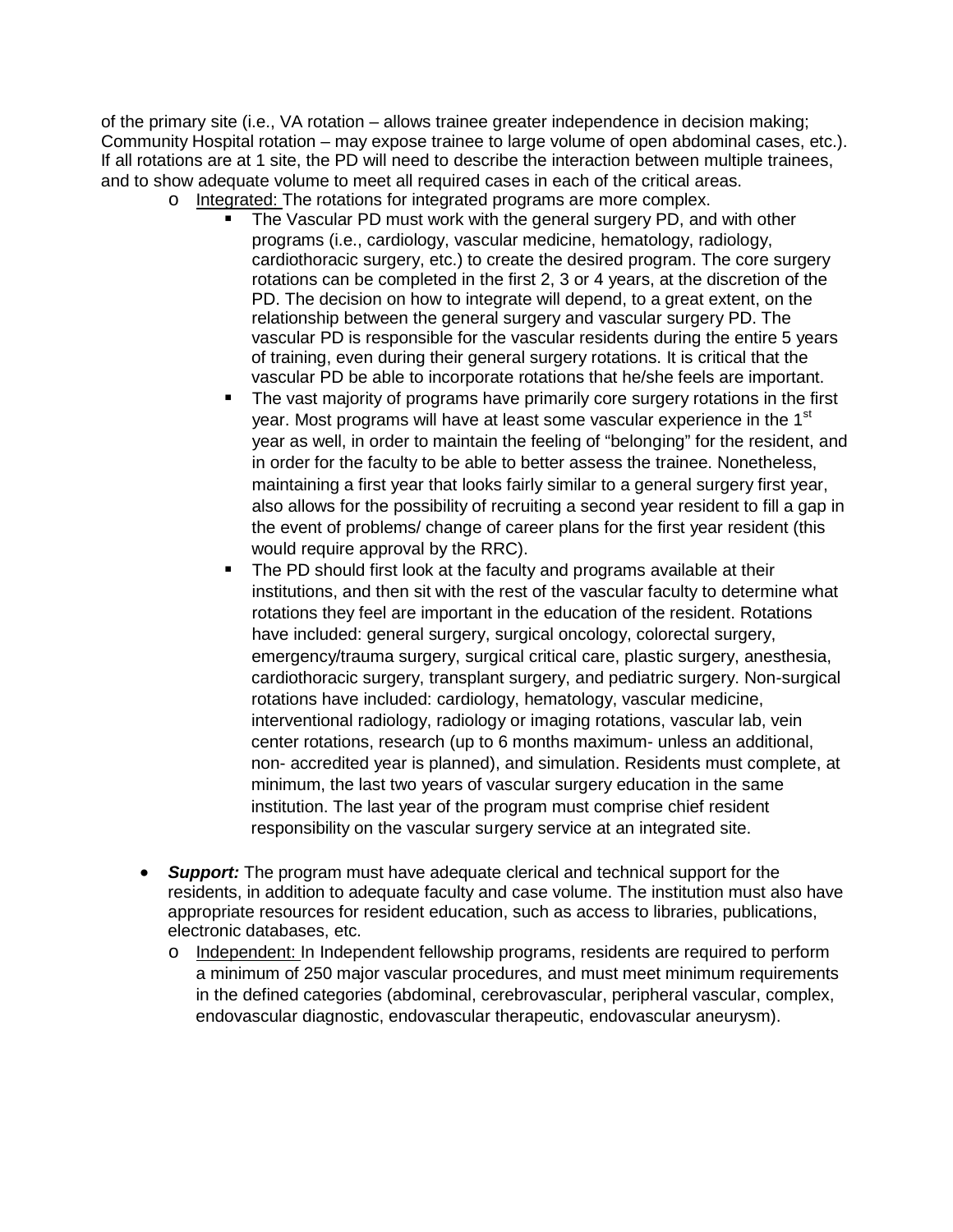of the primary site (i.e., VA rotation – allows trainee greater independence in decision making; Community Hospital rotation – may expose trainee to large volume of open abdominal cases, etc.). If all rotations are at 1 site, the PD will need to describe the interaction between multiple trainees, and to show adequate volume to meet all required cases in each of the critical areas.

- Integrated: The rotations for integrated programs are more complex.
  - The Vascular PD must work with the general surgery PD, and with other programs (i.e., cardiology, vascular medicine, hematology, radiology, cardiothoracic surgery, etc.) to create the desired program. The core surgery rotations can be completed in the first 2, 3 or 4 years, at the discretion of the PD. The decision on how to integrate will depend, to a great extent, on the relationship between the general surgery and vascular surgery PD. The vascular PD is responsible for the vascular residents during the entire 5 years of training, even during their general surgery rotations. It is critical that the vascular PD be able to incorporate rotations that he/she feels are important.
  - The vast majority of programs have primarily core surgery rotations in the first year. Most programs will have at least some vascular experience in the 1st year as well, in order to maintain the feeling of "belonging" for the resident, and in order for the faculty to be able to better assess the trainee. Nonetheless, maintaining a first year that looks fairly similar to a general surgery first year, also allows for the possibility of recruiting a second year resident to fill a gap in the event of problems/ change of career plans for the first year resident (this would require approval by the RRC).
  - The PD should first look at the faculty and programs available at their institutions, and then sit with the rest of the vascular faculty to determine what rotations they feel are important in the education of the resident. Rotations have included: general surgery, surgical oncology, colorectal surgery, emergency/trauma surgery, surgical critical care, plastic surgery, anesthesia, cardiothoracic surgery, transplant surgery, and pediatric surgery. Non-surgical rotations have included: cardiology, hematology, vascular medicine, interventional radiology, radiology or imaging rotations, vascular lab, vein center rotations, research (up to 6 months maximum- unless an additional, non- accredited year is planned), and simulation. Residents must complete, at minimum, the last two years of vascular surgery education in the same institution. The last year of the program must comprise chief resident responsibility on the vascular surgery service at an integrated site.

- ***Support:*** The program must have adequate clerical and technical support for the residents, in addition to adequate faculty and case volume. The institution must also have appropriate resources for resident education, such as access to libraries, publications, electronic databases, etc.
  - Independent: In Independent fellowship programs, residents are required to perform a minimum of 250 major vascular procedures, and must meet minimum requirements in the defined categories (abdominal, cerebrovascular, peripheral vascular, complex, endovascular diagnostic, endovascular therapeutic, endovascular aneurysm).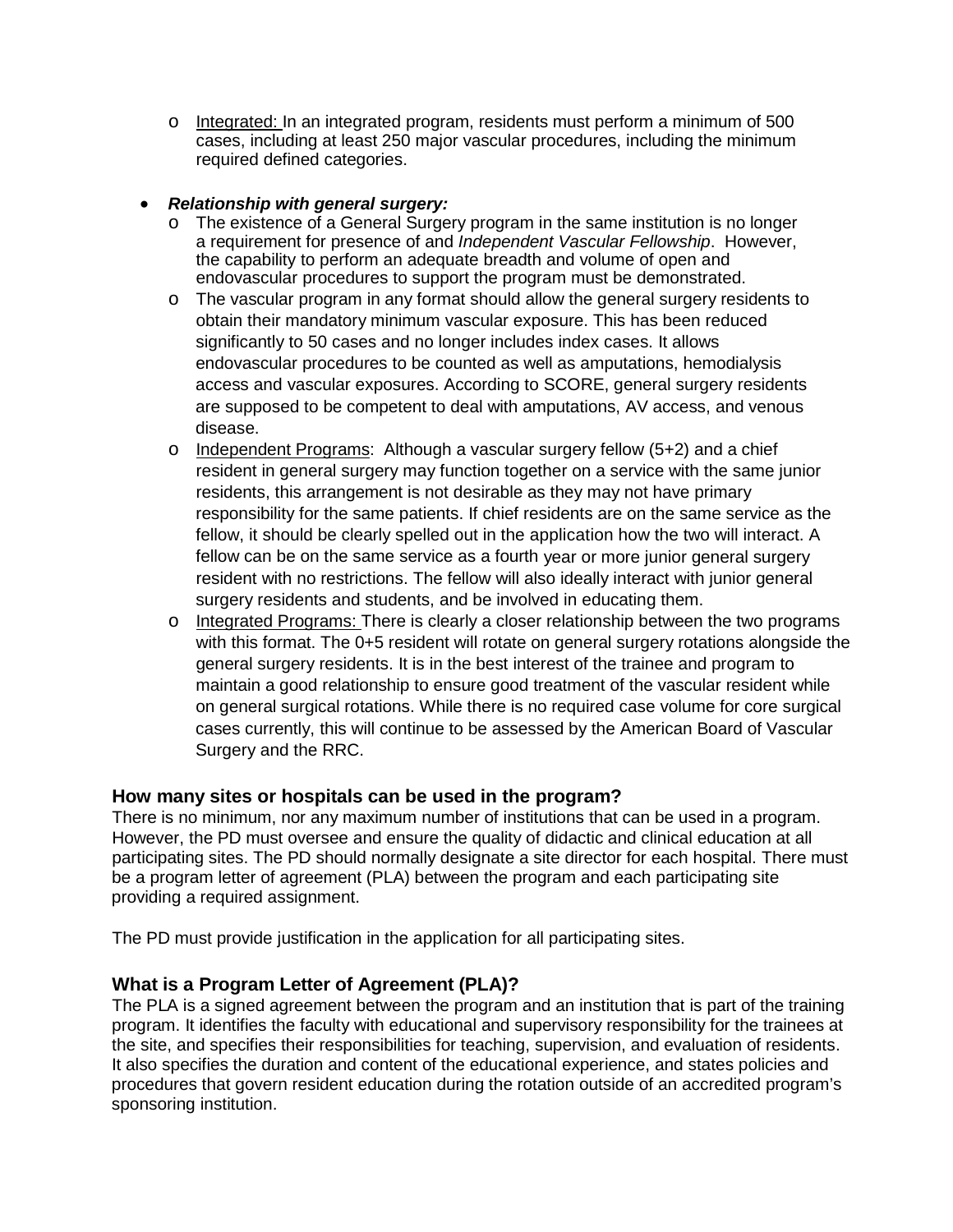- Integrated: In an integrated program, residents must perform a minimum of 500 cases, including at least 250 major vascular procedures, including the minimum required defined categories.

- ***Relationship with general surgery:***
  - The existence of a General Surgery program in the same institution is no longer a requirement for presence of and *Independent Vascular Fellowship*. However, the capability to perform an adequate breadth and volume of open and endovascular procedures to support the program must be demonstrated.
  - The vascular program in any format should allow the general surgery residents to obtain their mandatory minimum vascular exposure. This has been reduced significantly to 50 cases and no longer includes index cases. It allows endovascular procedures to be counted as well as amputations, hemodialysis access and vascular exposures. According to SCORE, general surgery residents are supposed to be competent to deal with amputations, AV access, and venous disease.
  - Independent Programs: Although a vascular surgery fellow (5+2) and a chief resident in general surgery may function together on a service with the same junior residents, this arrangement is not desirable as they may not have primary responsibility for the same patients. If chief residents are on the same service as the fellow, it should be clearly spelled out in the application how the two will interact. A fellow can be on the same service as a fourth year or more junior general surgery resident with no restrictions. The fellow will also ideally interact with junior general surgery residents and students, and be involved in educating them.
  - Integrated Programs: There is clearly a closer relationship between the two programs with this format. The 0+5 resident will rotate on general surgery rotations alongside the general surgery residents. It is in the best interest of the trainee and program to maintain a good relationship to ensure good treatment of the vascular resident while on general surgical rotations. While there is no required case volume for core surgical cases currently, this will continue to be assessed by the American Board of Vascular Surgery and the RRC.

### How many sites or hospitals can be used in the program?

There is no minimum, nor any maximum number of institutions that can be used in a program. However, the PD must oversee and ensure the quality of didactic and clinical education at all participating sites. The PD should normally designate a site director for each hospital. There must be a program letter of agreement (PLA) between the program and each participating site providing a required assignment.

The PD must provide justification in the application for all participating sites.

### What is a Program Letter of Agreement (PLA)?

The PLA is a signed agreement between the program and an institution that is part of the training program. It identifies the faculty with educational and supervisory responsibility for the trainees at the site, and specifies their responsibilities for teaching, supervision, and evaluation of residents. It also specifies the duration and content of the educational experience, and states policies and procedures that govern resident education during the rotation outside of an accredited program's sponsoring institution.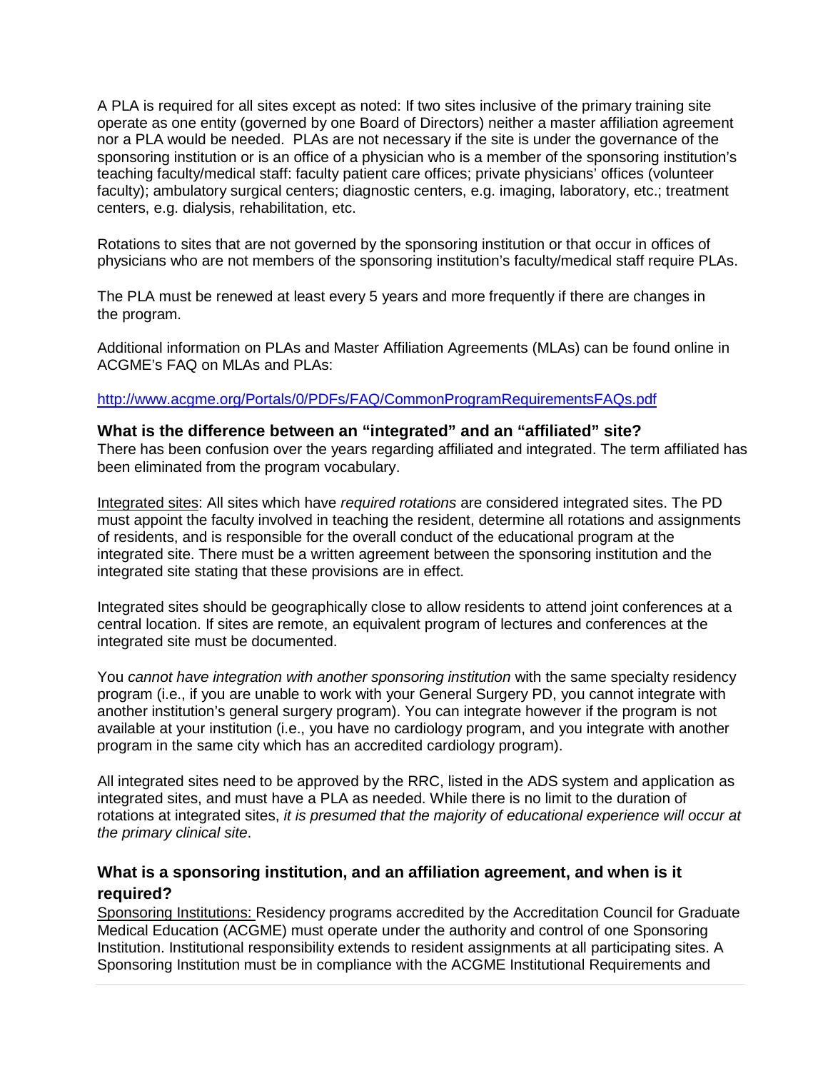A PLA is required for all sites except as noted: If two sites inclusive of the primary training site operate as one entity (governed by one Board of Directors) neither a master affiliation agreement nor a PLA would be needed. PLAs are not necessary if the site is under the governance of the sponsoring institution or is an office of a physician who is a member of the sponsoring institution's teaching faculty/medical staff: faculty patient care offices; private physicians' offices (volunteer faculty); ambulatory surgical centers; diagnostic centers, e.g. imaging, laboratory, etc.; treatment centers, e.g. dialysis, rehabilitation, etc.

Rotations to sites that are not governed by the sponsoring institution or that occur in offices of physicians who are not members of the sponsoring institution's faculty/medical staff require PLAs.

The PLA must be renewed at least every 5 years and more frequently if there are changes in the program.

Additional information on PLAs and Master Affiliation Agreements (MLAs) can be found online in ACGME's FAQ on MLAs and PLAs:

http://www.acgme.org/Portals/0/PDFs/FAQ/CommonProgramRequirementsFAQs.pdf

### What is the difference between an "integrated" and an "affiliated" site?

There has been confusion over the years regarding affiliated and integrated. The term affiliated has been eliminated from the program vocabulary.

Integrated sites: All sites which have *required rotations* are considered integrated sites. The PD must appoint the faculty involved in teaching the resident, determine all rotations and assignments of residents, and is responsible for the overall conduct of the educational program at the integrated site. There must be a written agreement between the sponsoring institution and the integrated site stating that these provisions are in effect.

Integrated sites should be geographically close to allow residents to attend joint conferences at a central location. If sites are remote, an equivalent program of lectures and conferences at the integrated site must be documented.

You *cannot have integration with another sponsoring institution* with the same specialty residency program (i.e., if you are unable to work with your General Surgery PD, you cannot integrate with another institution's general surgery program). You can integrate however if the program is not available at your institution (i.e., you have no cardiology program, and you integrate with another program in the same city which has an accredited cardiology program).

All integrated sites need to be approved by the RRC, listed in the ADS system and application as integrated sites, and must have a PLA as needed. While there is no limit to the duration of rotations at integrated sites, *it is presumed that the majority of educational experience will occur at the primary clinical site*.

### What is a sponsoring institution, and an affiliation agreement, and when is it required?

Sponsoring Institutions: Residency programs accredited by the Accreditation Council for Graduate Medical Education (ACGME) must operate under the authority and control of one Sponsoring Institution. Institutional responsibility extends to resident assignments at all participating sites. A Sponsoring Institution must be in compliance with the ACGME Institutional Requirements and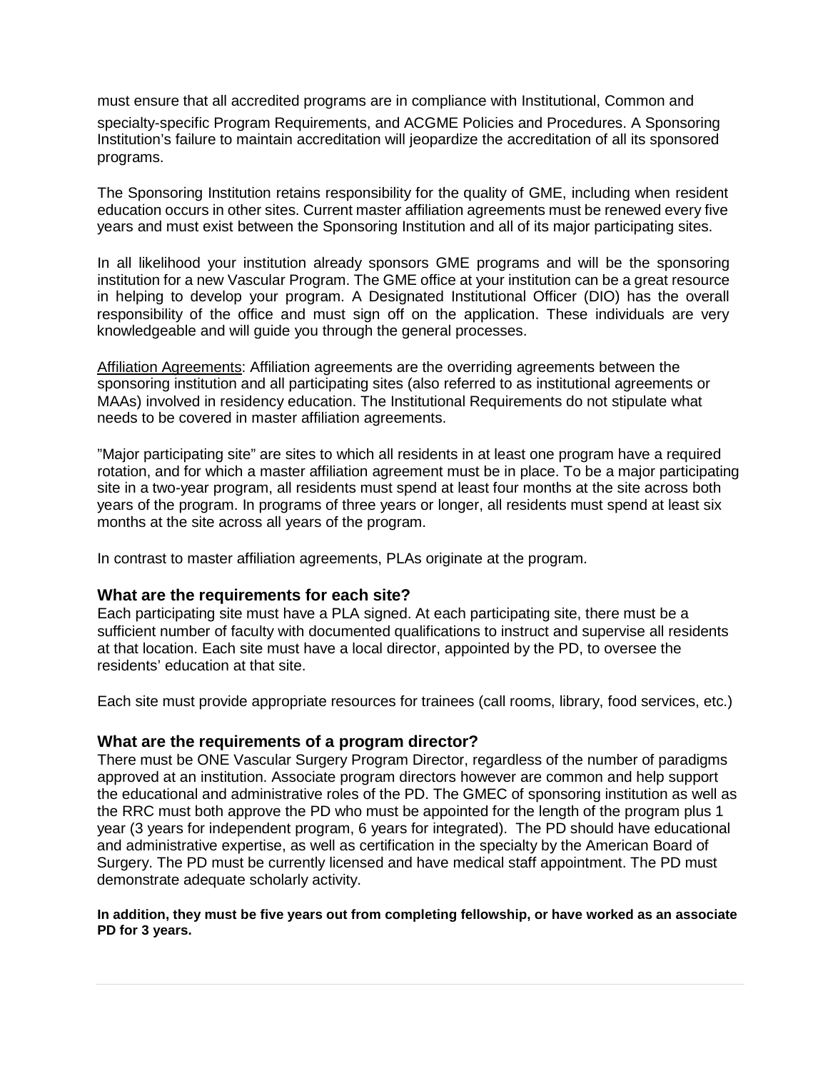must ensure that all accredited programs are in compliance with Institutional, Common and specialty-specific Program Requirements, and ACGME Policies and Procedures. A Sponsoring Institution's failure to maintain accreditation will jeopardize the accreditation of all its sponsored programs.

The Sponsoring Institution retains responsibility for the quality of GME, including when resident education occurs in other sites. Current master affiliation agreements must be renewed every five years and must exist between the Sponsoring Institution and all of its major participating sites.

In all likelihood your institution already sponsors GME programs and will be the sponsoring institution for a new Vascular Program. The GME office at your institution can be a great resource in helping to develop your program. A Designated Institutional Officer (DIO) has the overall responsibility of the office and must sign off on the application. These individuals are very knowledgeable and will guide you through the general processes.

Affiliation Agreements: Affiliation agreements are the overriding agreements between the sponsoring institution and all participating sites (also referred to as institutional agreements or MAAs) involved in residency education. The Institutional Requirements do not stipulate what needs to be covered in master affiliation agreements.

"Major participating site" are sites to which all residents in at least one program have a required rotation, and for which a master affiliation agreement must be in place. To be a major participating site in a two-year program, all residents must spend at least four months at the site across both years of the program. In programs of three years or longer, all residents must spend at least six months at the site across all years of the program.

In contrast to master affiliation agreements, PLAs originate at the program.

### What are the requirements for each site?

Each participating site must have a PLA signed. At each participating site, there must be a sufficient number of faculty with documented qualifications to instruct and supervise all residents at that location. Each site must have a local director, appointed by the PD, to oversee the residents' education at that site.

Each site must provide appropriate resources for trainees (call rooms, library, food services, etc.)

### What are the requirements of a program director?

There must be ONE Vascular Surgery Program Director, regardless of the number of paradigms approved at an institution. Associate program directors however are common and help support the educational and administrative roles of the PD. The GMEC of sponsoring institution as well as the RRC must both approve the PD who must be appointed for the length of the program plus 1 year (3 years for independent program, 6 years for integrated). The PD should have educational and administrative expertise, as well as certification in the specialty by the American Board of Surgery. The PD must be currently licensed and have medical staff appointment. The PD must demonstrate adequate scholarly activity.

**In addition, they must be five years out from completing fellowship, or have worked as an associate PD for 3 years.**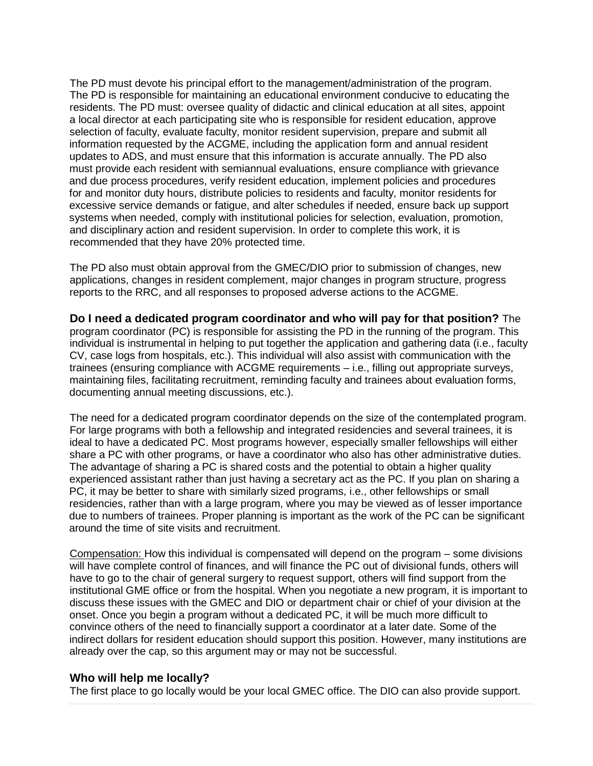The PD must devote his principal effort to the management/administration of the program. The PD is responsible for maintaining an educational environment conducive to educating the residents. The PD must: oversee quality of didactic and clinical education at all sites, appoint a local director at each participating site who is responsible for resident education, approve selection of faculty, evaluate faculty, monitor resident supervision, prepare and submit all information requested by the ACGME, including the application form and annual resident updates to ADS, and must ensure that this information is accurate annually. The PD also must provide each resident with semiannual evaluations, ensure compliance with grievance and due process procedures, verify resident education, implement policies and procedures for and monitor duty hours, distribute policies to residents and faculty, monitor residents for excessive service demands or fatigue, and alter schedules if needed, ensure back up support systems when needed, comply with institutional policies for selection, evaluation, promotion, and disciplinary action and resident supervision. In order to complete this work, it is recommended that they have 20% protected time.

The PD also must obtain approval from the GMEC/DIO prior to submission of changes, new applications, changes in resident complement, major changes in program structure, progress reports to the RRC, and all responses to proposed adverse actions to the ACGME.

**Do I need a dedicated program coordinator and who will pay for that position?** The program coordinator (PC) is responsible for assisting the PD in the running of the program. This individual is instrumental in helping to put together the application and gathering data (i.e., faculty CV, case logs from hospitals, etc.). This individual will also assist with communication with the trainees (ensuring compliance with ACGME requirements – i.e., filling out appropriate surveys, maintaining files, facilitating recruitment, reminding faculty and trainees about evaluation forms, documenting annual meeting discussions, etc.).

The need for a dedicated program coordinator depends on the size of the contemplated program. For large programs with both a fellowship and integrated residencies and several trainees, it is ideal to have a dedicated PC. Most programs however, especially smaller fellowships will either share a PC with other programs, or have a coordinator who also has other administrative duties. The advantage of sharing a PC is shared costs and the potential to obtain a higher quality experienced assistant rather than just having a secretary act as the PC. If you plan on sharing a PC, it may be better to share with similarly sized programs, i.e., other fellowships or small residencies, rather than with a large program, where you may be viewed as of lesser importance due to numbers of trainees. Proper planning is important as the work of the PC can be significant around the time of site visits and recruitment.

Compensation: How this individual is compensated will depend on the program – some divisions will have complete control of finances, and will finance the PC out of divisional funds, others will have to go to the chair of general surgery to request support, others will find support from the institutional GME office or from the hospital. When you negotiate a new program, it is important to discuss these issues with the GMEC and DIO or department chair or chief of your division at the onset. Once you begin a program without a dedicated PC, it will be much more difficult to convince others of the need to financially support a coordinator at a later date. Some of the indirect dollars for resident education should support this position. However, many institutions are already over the cap, so this argument may or may not be successful.

### Who will help me locally?

The first place to go locally would be your local GMEC office. The DIO can also provide support.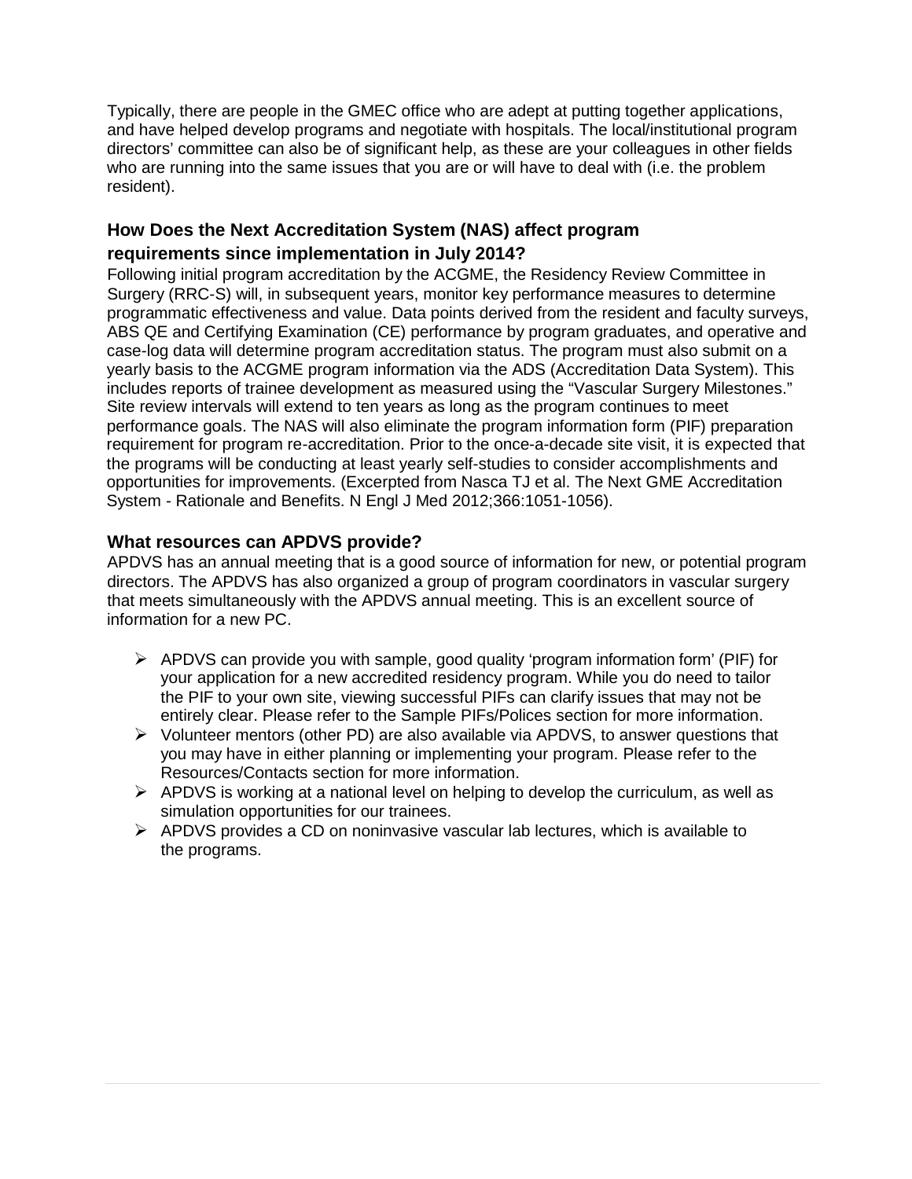Typically, there are people in the GMEC office who are adept at putting together applications, and have helped develop programs and negotiate with hospitals. The local/institutional program directors' committee can also be of significant help, as these are your colleagues in other fields who are running into the same issues that you are or will have to deal with (i.e. the problem resident).

### How Does the Next Accreditation System (NAS) affect program requirements since implementation in July 2014?

Following initial program accreditation by the ACGME, the Residency Review Committee in Surgery (RRC-S) will, in subsequent years, monitor key performance measures to determine programmatic effectiveness and value. Data points derived from the resident and faculty surveys, ABS QE and Certifying Examination (CE) performance by program graduates, and operative and case-log data will determine program accreditation status. The program must also submit on a yearly basis to the ACGME program information via the ADS (Accreditation Data System). This includes reports of trainee development as measured using the "Vascular Surgery Milestones." Site review intervals will extend to ten years as long as the program continues to meet performance goals. The NAS will also eliminate the program information form (PIF) preparation requirement for program re-accreditation. Prior to the once-a-decade site visit, it is expected that the programs will be conducting at least yearly self-studies to consider accomplishments and opportunities for improvements. (Excerpted from Nasca TJ et al. The Next GME Accreditation System - Rationale and Benefits. N Engl J Med 2012;366:1051-1056).

### What resources can APDVS provide?

APDVS has an annual meeting that is a good source of information for new, or potential program directors. The APDVS has also organized a group of program coordinators in vascular surgery that meets simultaneously with the APDVS annual meeting. This is an excellent source of information for a new PC.

- APDVS can provide you with sample, good quality 'program information form' (PIF) for your application for a new accredited residency program. While you do need to tailor the PIF to your own site, viewing successful PIFs can clarify issues that may not be entirely clear. Please refer to the Sample PIFs/Polices section for more information.
- Volunteer mentors (other PD) are also available via APDVS, to answer questions that you may have in either planning or implementing your program. Please refer to the Resources/Contacts section for more information.
- APDVS is working at a national level on helping to develop the curriculum, as well as simulation opportunities for our trainees.
- APDVS provides a CD on noninvasive vascular lab lectures, which is available to the programs.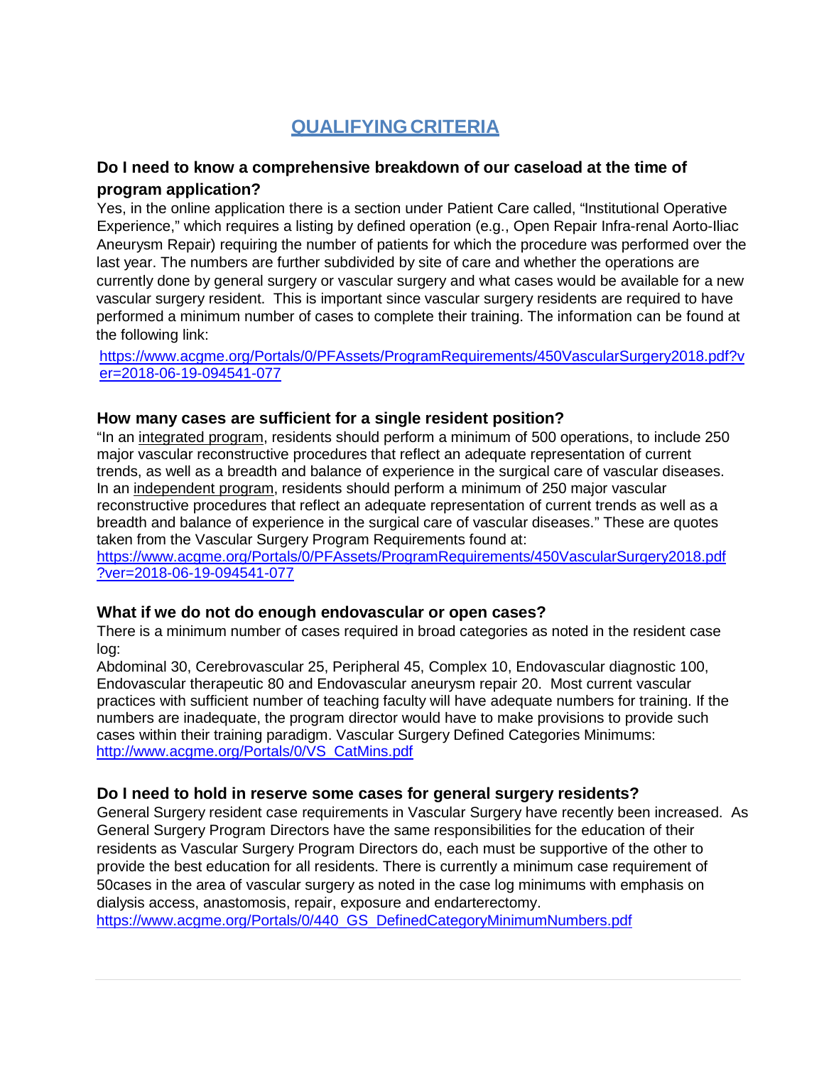# QUALIFYING CRITERIA

### Do I need to know a comprehensive breakdown of our caseload at the time of program application?

Yes, in the online application there is a section under Patient Care called, "Institutional Operative Experience," which requires a listing by defined operation (e.g., Open Repair Infra-renal Aorto-Iliac Aneurysm Repair) requiring the number of patients for which the procedure was performed over the last year. The numbers are further subdivided by site of care and whether the operations are currently done by general surgery or vascular surgery and what cases would be available for a new vascular surgery resident. This is important since vascular surgery residents are required to have performed a minimum number of cases to complete their training. The information can be found at the following link:

https://www.acgme.org/Portals/0/PFAssets/ProgramRequirements/450VascularSurgery2018.pdf?ver=2018-06-19-094541-077

### How many cases are sufficient for a single resident position?

"In an integrated program, residents should perform a minimum of 500 operations, to include 250 major vascular reconstructive procedures that reflect an adequate representation of current trends, as well as a breadth and balance of experience in the surgical care of vascular diseases. In an independent program, residents should perform a minimum of 250 major vascular reconstructive procedures that reflect an adequate representation of current trends as well as a breadth and balance of experience in the surgical care of vascular diseases." These are quotes taken from the Vascular Surgery Program Requirements found at:
https://www.acgme.org/Portals/0/PFAssets/ProgramRequirements/450VascularSurgery2018.pdf?ver=2018-06-19-094541-077

### What if we do not do enough endovascular or open cases?

There is a minimum number of cases required in broad categories as noted in the resident case log:
Abdominal 30, Cerebrovascular 25, Peripheral 45, Complex 10, Endovascular diagnostic 100, Endovascular therapeutic 80 and Endovascular aneurysm repair 20. Most current vascular practices with sufficient number of teaching faculty will have adequate numbers for training. If the numbers are inadequate, the program director would have to make provisions to provide such cases within their training paradigm. Vascular Surgery Defined Categories Minimums:
http://www.acgme.org/Portals/0/VS_CatMins.pdf

### Do I need to hold in reserve some cases for general surgery residents?

General Surgery resident case requirements in Vascular Surgery have recently been increased. As General Surgery Program Directors have the same responsibilities for the education of their residents as Vascular Surgery Program Directors do, each must be supportive of the other to provide the best education for all residents. There is currently a minimum case requirement of 50cases in the area of vascular surgery as noted in the case log minimums with emphasis on dialysis access, anastomosis, repair, exposure and endarterectomy.
https://www.acgme.org/Portals/0/440_GS_DefinedCategoryMinimumNumbers.pdf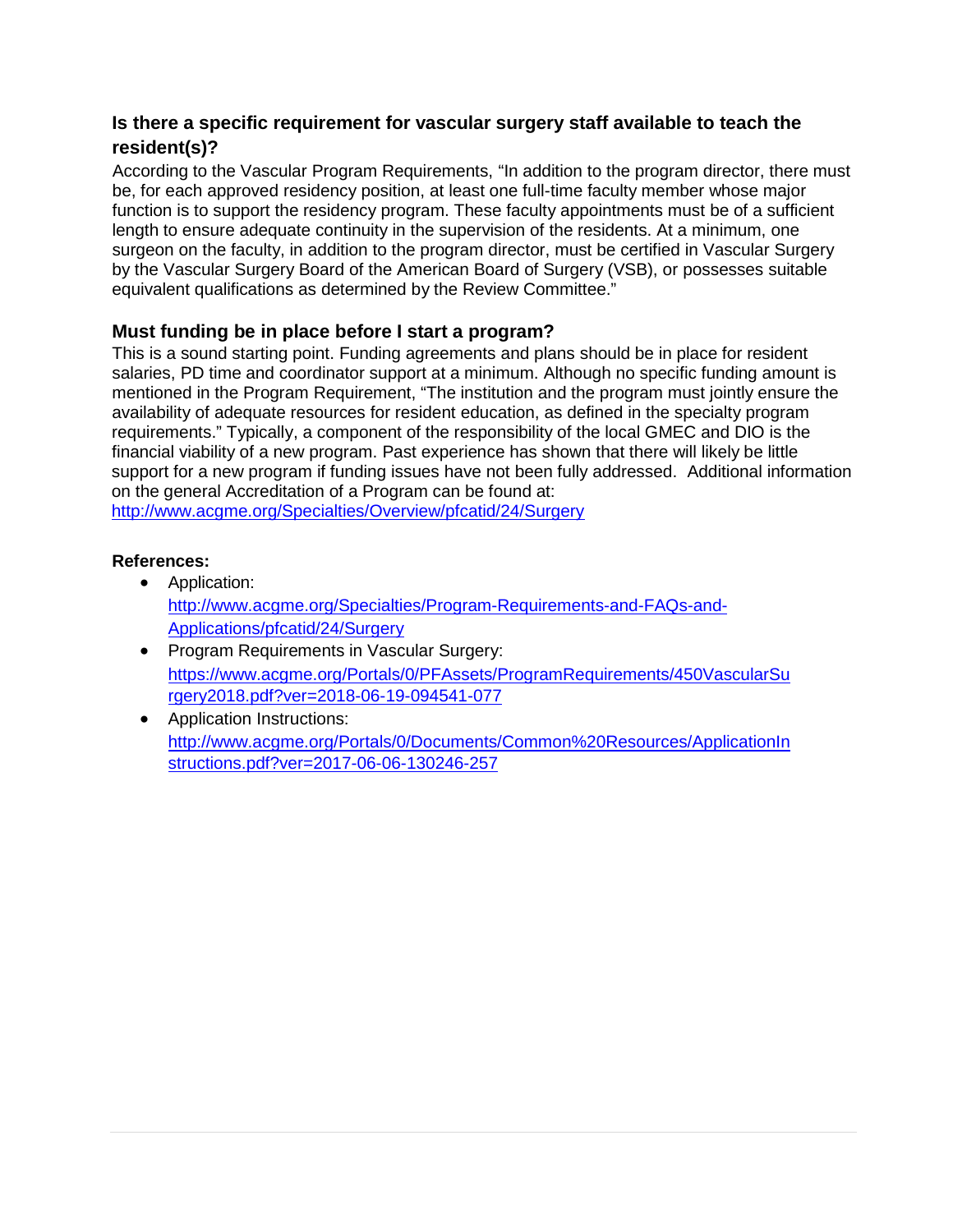### Is there a specific requirement for vascular surgery staff available to teach the resident(s)?

According to the Vascular Program Requirements, “In addition to the program director, there must be, for each approved residency position, at least one full-time faculty member whose major function is to support the residency program. These faculty appointments must be of a sufficient length to ensure adequate continuity in the supervision of the residents. At a minimum, one surgeon on the faculty, in addition to the program director, must be certified in Vascular Surgery by the Vascular Surgery Board of the American Board of Surgery (VSB), or possesses suitable equivalent qualifications as determined by the Review Committee.”

### Must funding be in place before I start a program?

This is a sound starting point. Funding agreements and plans should be in place for resident salaries, PD time and coordinator support at a minimum. Although no specific funding amount is mentioned in the Program Requirement, “The institution and the program must jointly ensure the availability of adequate resources for resident education, as defined in the specialty program requirements.” Typically, a component of the responsibility of the local GMEC and DIO is the financial viability of a new program. Past experience has shown that there will likely be little support for a new program if funding issues have not been fully addressed. Additional information on the general Accreditation of a Program can be found at: [http://www.acgme.org/Specialties/Overview/pfcatid/24/Surgery](http://www.acgme.org/Specialties/Overview/pfcatid/24/Surgery)

**References:**

- Application: [http://www.acgme.org/Specialties/Program-Requirements-and-FAQs-and-Applications/pfcatid/24/Surgery](http://www.acgme.org/Specialties/Program-Requirements-and-FAQs-and-Applications/pfcatid/24/Surgery)
- Program Requirements in Vascular Surgery: [https://www.acgme.org/Portals/0/PFAssets/ProgramRequirements/450VascularSurgery2018.pdf?ver=2018-06-19-094541-077](https://www.acgme.org/Portals/0/PFAssets/ProgramRequirements/450VascularSurgery2018.pdf?ver=2018-06-19-094541-077)
- Application Instructions: [http://www.acgme.org/Portals/0/Documents/Common%20Resources/ApplicationInstructions.pdf?ver=2017-06-06-130246-257](http://www.acgme.org/Portals/0/Documents/Common%20Resources/ApplicationInstructions.pdf?ver=2017-06-06-130246-257)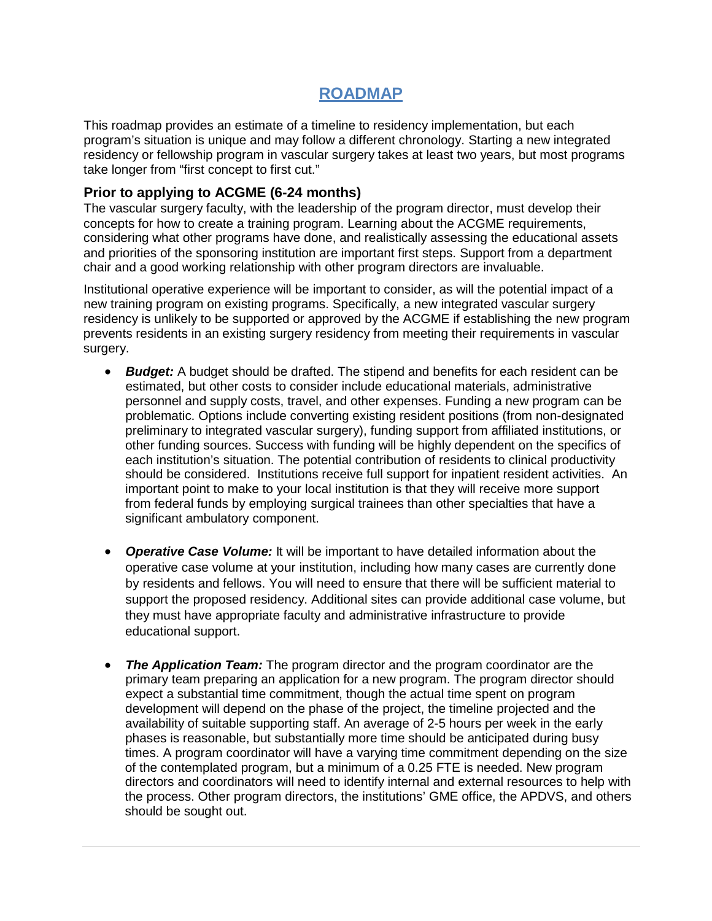# ROADMAP

This roadmap provides an estimate of a timeline to residency implementation, but each program's situation is unique and may follow a different chronology. Starting a new integrated residency or fellowship program in vascular surgery takes at least two years, but most programs take longer from "first concept to first cut."

## Prior to applying to ACGME (6-24 months)

The vascular surgery faculty, with the leadership of the program director, must develop their concepts for how to create a training program. Learning about the ACGME requirements, considering what other programs have done, and realistically assessing the educational assets and priorities of the sponsoring institution are important first steps. Support from a department chair and a good working relationship with other program directors are invaluable.

Institutional operative experience will be important to consider, as will the potential impact of a new training program on existing programs. Specifically, a new integrated vascular surgery residency is unlikely to be supported or approved by the ACGME if establishing the new program prevents residents in an existing surgery residency from meeting their requirements in vascular surgery.

- ***Budget:*** A budget should be drafted. The stipend and benefits for each resident can be estimated, but other costs to consider include educational materials, administrative personnel and supply costs, travel, and other expenses. Funding a new program can be problematic. Options include converting existing resident positions (from non-designated preliminary to integrated vascular surgery), funding support from affiliated institutions, or other funding sources. Success with funding will be highly dependent on the specifics of each institution's situation. The potential contribution of residents to clinical productivity should be considered. Institutions receive full support for inpatient resident activities. An important point to make to your local institution is that they will receive more support from federal funds by employing surgical trainees than other specialties that have a significant ambulatory component.

- ***Operative Case Volume:*** It will be important to have detailed information about the operative case volume at your institution, including how many cases are currently done by residents and fellows. You will need to ensure that there will be sufficient material to support the proposed residency. Additional sites can provide additional case volume, but they must have appropriate faculty and administrative infrastructure to provide educational support.

- ***The Application Team:*** The program director and the program coordinator are the primary team preparing an application for a new program. The program director should expect a substantial time commitment, though the actual time spent on program development will depend on the phase of the project, the timeline projected and the availability of suitable supporting staff. An average of 2-5 hours per week in the early phases is reasonable, but substantially more time should be anticipated during busy times. A program coordinator will have a varying time commitment depending on the size of the contemplated program, but a minimum of a 0.25 FTE is needed. New program directors and coordinators will need to identify internal and external resources to help with the process. Other program directors, the institutions' GME office, the APDVS, and others should be sought out.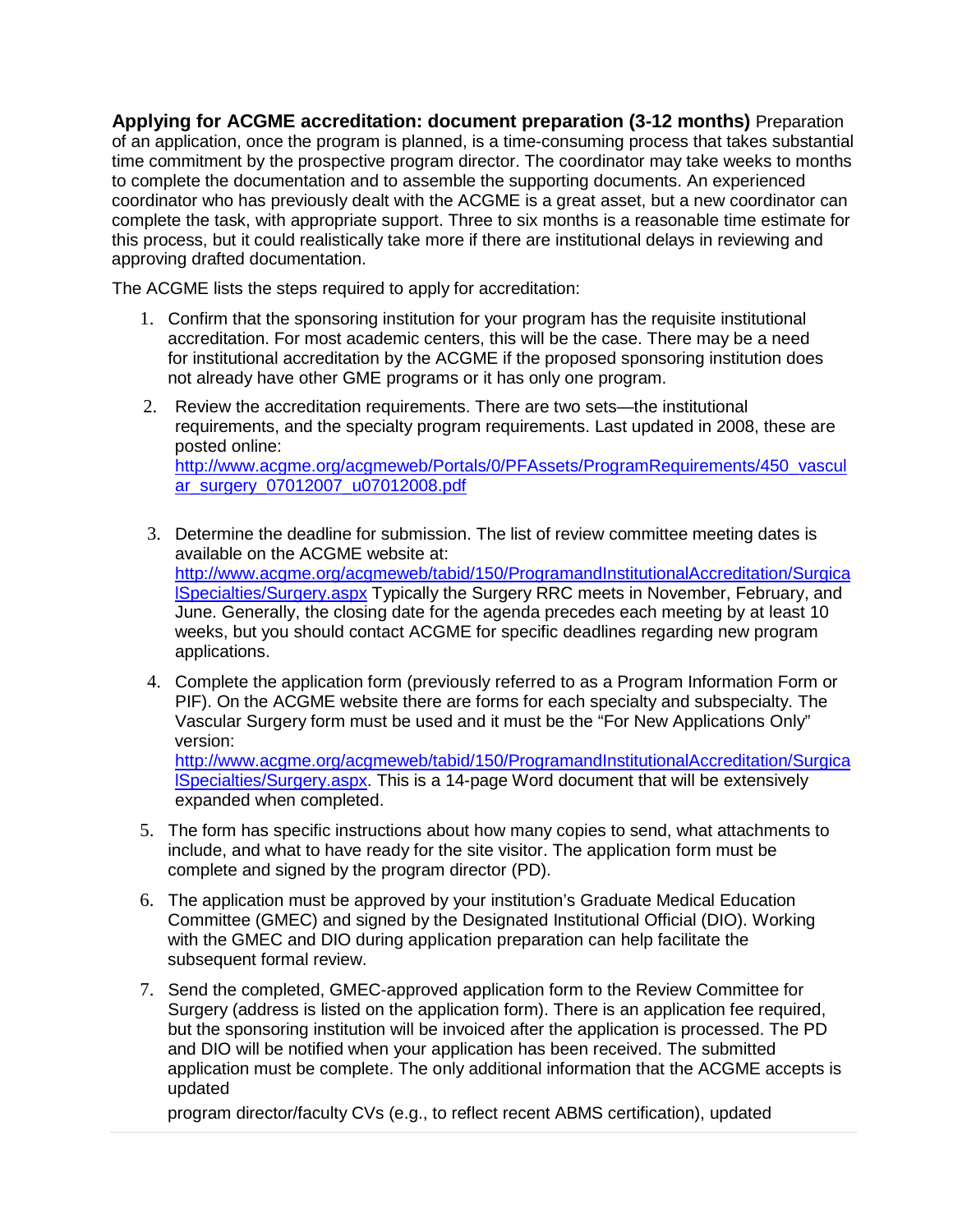**Applying for ACGME accreditation: document preparation (3-12 months)** Preparation of an application, once the program is planned, is a time-consuming process that takes substantial time commitment by the prospective program director. The coordinator may take weeks to months to complete the documentation and to assemble the supporting documents. An experienced coordinator who has previously dealt with the ACGME is a great asset, but a new coordinator can complete the task, with appropriate support. Three to six months is a reasonable time estimate for this process, but it could realistically take more if there are institutional delays in reviewing and approving drafted documentation.

The ACGME lists the steps required to apply for accreditation:

1. Confirm that the sponsoring institution for your program has the requisite institutional accreditation. For most academic centers, this will be the case. There may be a need for institutional accreditation by the ACGME if the proposed sponsoring institution does not already have other GME programs or it has only one program.

2. Review the accreditation requirements. There are two sets—the institutional requirements, and the specialty program requirements. Last updated in 2008, these are posted online: http://www.acgme.org/acgmeweb/Portals/0/PFAssets/ProgramRequirements/450_vascular_surgery_07012007_u07012008.pdf

3. Determine the deadline for submission. The list of review committee meeting dates is available on the ACGME website at: http://www.acgme.org/acgmeweb/tabid/150/ProgramandInstitutionalAccreditation/SurgicalSpecialties/Surgery.aspx Typically the Surgery RRC meets in November, February, and June. Generally, the closing date for the agenda precedes each meeting by at least 10 weeks, but you should contact ACGME for specific deadlines regarding new program applications.

4. Complete the application form (previously referred to as a Program Information Form or PIF). On the ACGME website there are forms for each specialty and subspecialty. The Vascular Surgery form must be used and it must be the "For New Applications Only" version: http://www.acgme.org/acgmeweb/tabid/150/ProgramandInstitutionalAccreditation/SurgicalSpecialties/Surgery.aspx. This is a 14-page Word document that will be extensively expanded when completed.

5. The form has specific instructions about how many copies to send, what attachments to include, and what to have ready for the site visitor. The application form must be complete and signed by the program director (PD).

6. The application must be approved by your institution's Graduate Medical Education Committee (GMEC) and signed by the Designated Institutional Official (DIO). Working with the GMEC and DIO during application preparation can help facilitate the subsequent formal review.

7. Send the completed, GMEC-approved application form to the Review Committee for Surgery (address is listed on the application form). There is an application fee required, but the sponsoring institution will be invoiced after the application is processed. The PD and DIO will be notified when your application has been received. The submitted application must be complete. The only additional information that the ACGME accepts is updated

   program director/faculty CVs (e.g., to reflect recent ABMS certification), updated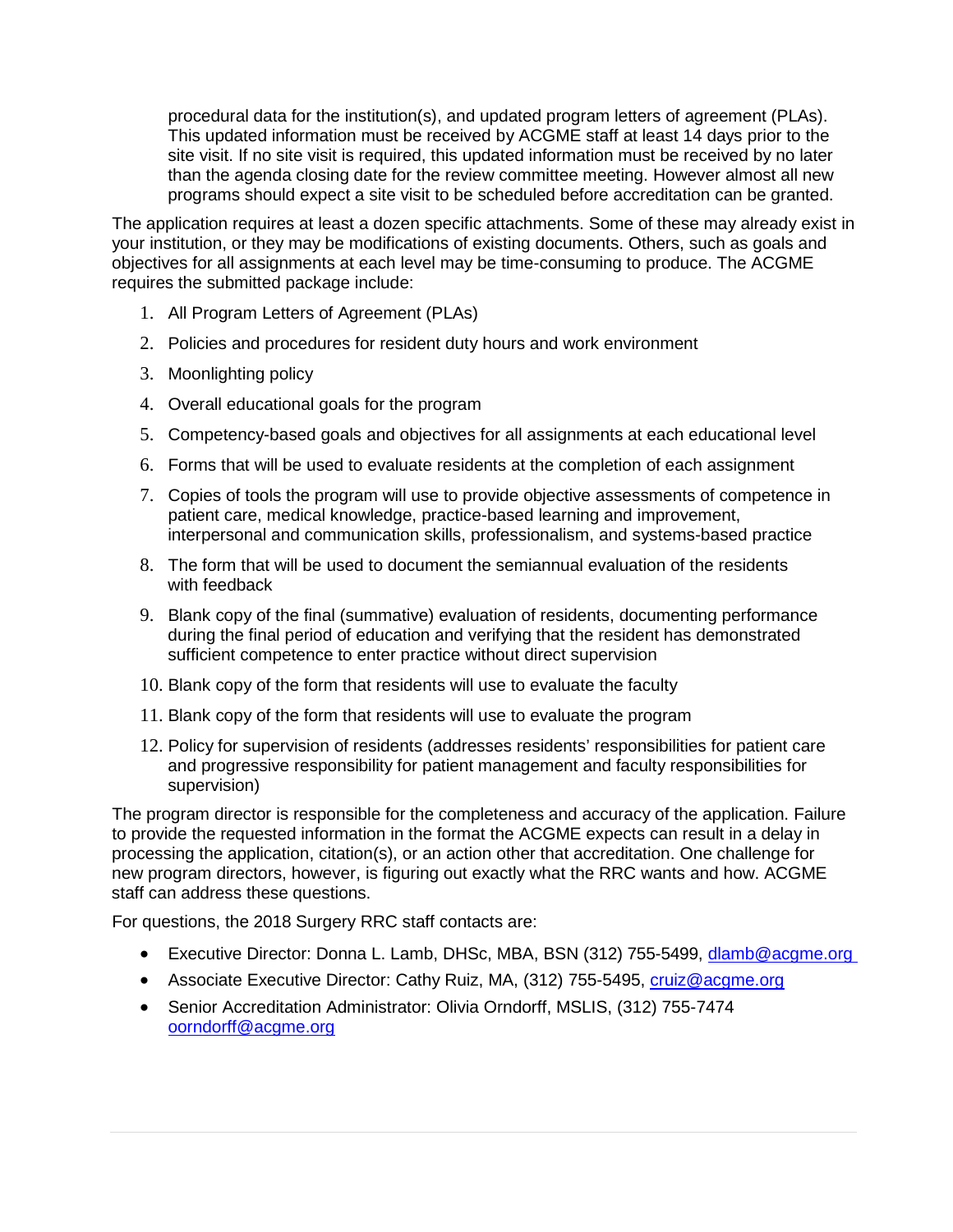procedural data for the institution(s), and updated program letters of agreement (PLAs). This updated information must be received by ACGME staff at least 14 days prior to the site visit. If no site visit is required, this updated information must be received by no later than the agenda closing date for the review committee meeting. However almost all new programs should expect a site visit to be scheduled before accreditation can be granted.

The application requires at least a dozen specific attachments. Some of these may already exist in your institution, or they may be modifications of existing documents. Others, such as goals and objectives for all assignments at each level may be time-consuming to produce. The ACGME requires the submitted package include:

1. All Program Letters of Agreement (PLAs)
2. Policies and procedures for resident duty hours and work environment
3. Moonlighting policy
4. Overall educational goals for the program
5. Competency-based goals and objectives for all assignments at each educational level
6. Forms that will be used to evaluate residents at the completion of each assignment
7. Copies of tools the program will use to provide objective assessments of competence in patient care, medical knowledge, practice-based learning and improvement, interpersonal and communication skills, professionalism, and systems-based practice
8. The form that will be used to document the semiannual evaluation of the residents with feedback
9. Blank copy of the final (summative) evaluation of residents, documenting performance during the final period of education and verifying that the resident has demonstrated sufficient competence to enter practice without direct supervision
10. Blank copy of the form that residents will use to evaluate the faculty
11. Blank copy of the form that residents will use to evaluate the program
12. Policy for supervision of residents (addresses residents' responsibilities for patient care and progressive responsibility for patient management and faculty responsibilities for supervision)

The program director is responsible for the completeness and accuracy of the application. Failure to provide the requested information in the format the ACGME expects can result in a delay in processing the application, citation(s), or an action other that accreditation. One challenge for new program directors, however, is figuring out exactly what the RRC wants and how. ACGME staff can address these questions.

For questions, the 2018 Surgery RRC staff contacts are:

- Executive Director: Donna L. Lamb, DHSc, MBA, BSN (312) 755-5499, dlamb@acgme.org
- Associate Executive Director: Cathy Ruiz, MA, (312) 755-5495, cruiz@acgme.org
- Senior Accreditation Administrator: Olivia Orndorff, MSLIS, (312) 755-7474 oorndorff@acgme.org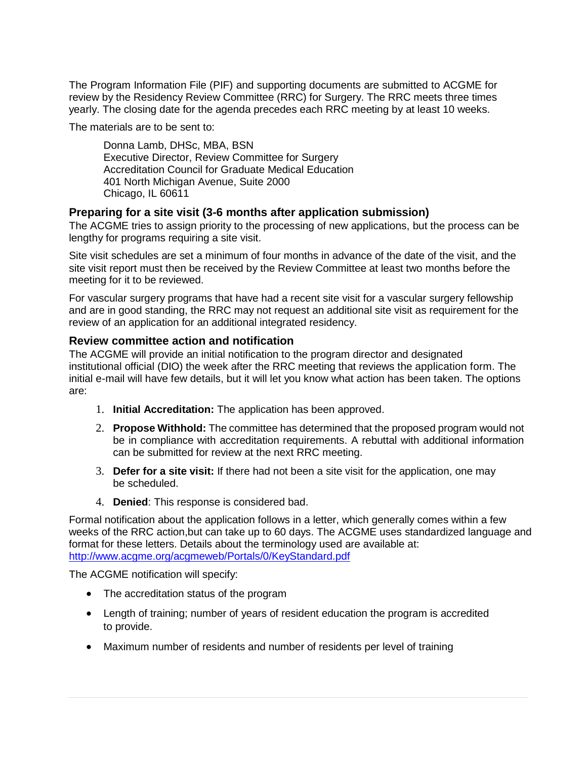The Program Information File (PIF) and supporting documents are submitted to ACGME for review by the Residency Review Committee (RRC) for Surgery. The RRC meets three times yearly. The closing date for the agenda precedes each RRC meeting by at least 10 weeks.

The materials are to be sent to:

Donna Lamb, DHSc, MBA, BSN  
Executive Director, Review Committee for Surgery  
Accreditation Council for Graduate Medical Education  
401 North Michigan Avenue, Suite 2000  
Chicago, IL 60611

### Preparing for a site visit (3-6 months after application submission)

The ACGME tries to assign priority to the processing of new applications, but the process can be lengthy for programs requiring a site visit.

Site visit schedules are set a minimum of four months in advance of the date of the visit, and the site visit report must then be received by the Review Committee at least two months before the meeting for it to be reviewed.

For vascular surgery programs that have had a recent site visit for a vascular surgery fellowship and are in good standing, the RRC may not request an additional site visit as requirement for the review of an application for an additional integrated residency.

### Review committee action and notification

The ACGME will provide an initial notification to the program director and designated institutional official (DIO) the week after the RRC meeting that reviews the application form. The initial e-mail will have few details, but it will let you know what action has been taken. The options are:

1. **Initial Accreditation:** The application has been approved.
2. **Propose Withhold:** The committee has determined that the proposed program would not be in compliance with accreditation requirements. A rebuttal with additional information can be submitted for review at the next RRC meeting.
3. **Defer for a site visit:** If there had not been a site visit for the application, one may be scheduled.
4. **Denied**: This response is considered bad.

Formal notification about the application follows in a letter, which generally comes within a few weeks of the RRC action,but can take up to 60 days. The ACGME uses standardized language and format for these letters. Details about the terminology used are available at: http://www.acgme.org/acgmeweb/Portals/0/KeyStandard.pdf

The ACGME notification will specify:

- The accreditation status of the program
- Length of training; number of years of resident education the program is accredited to provide.
- Maximum number of residents and number of residents per level of training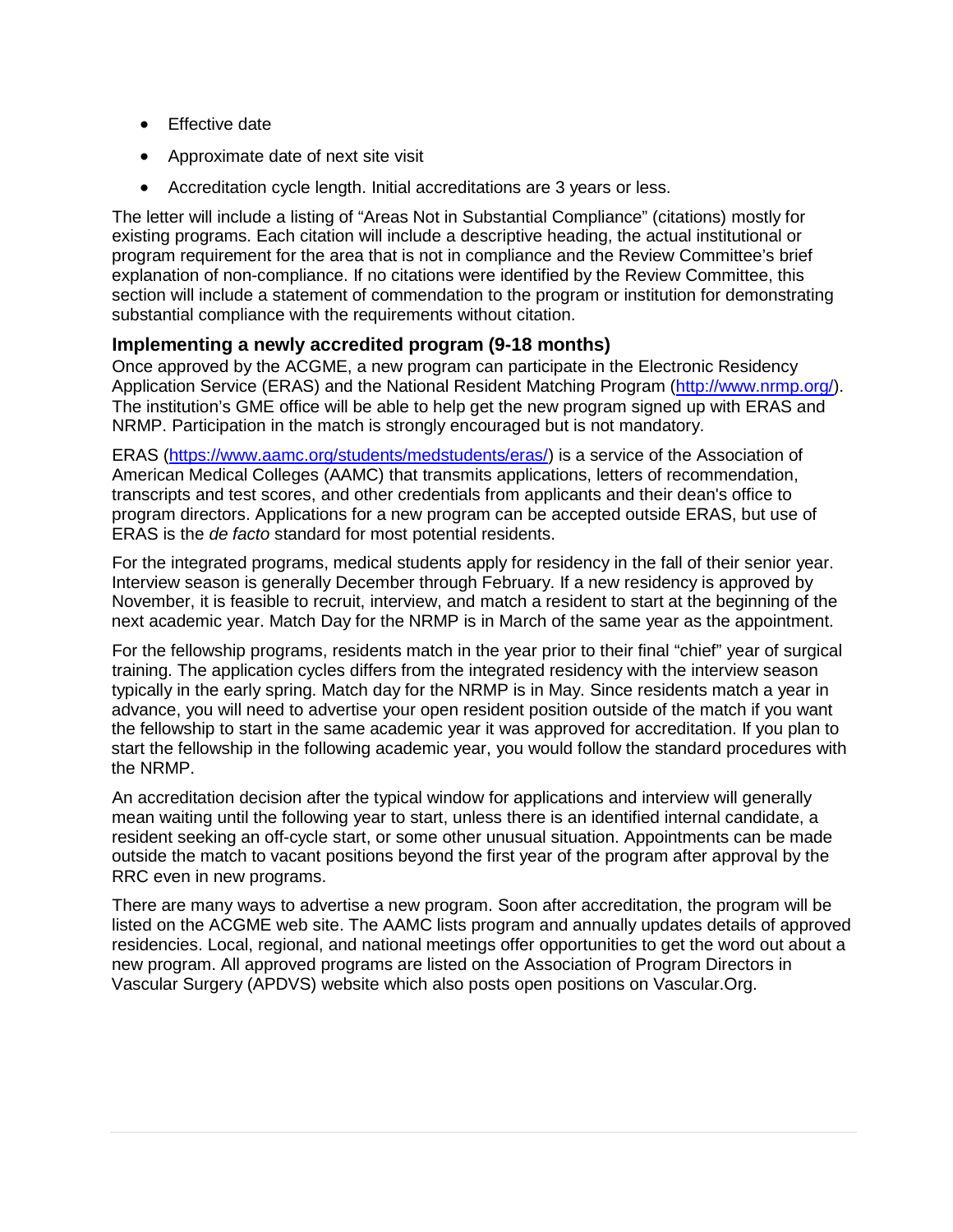- Effective date
- Approximate date of next site visit
- Accreditation cycle length. Initial accreditations are 3 years or less.

The letter will include a listing of "Areas Not in Substantial Compliance" (citations) mostly for existing programs. Each citation will include a descriptive heading, the actual institutional or program requirement for the area that is not in compliance and the Review Committee's brief explanation of non-compliance. If no citations were identified by the Review Committee, this section will include a statement of commendation to the program or institution for demonstrating substantial compliance with the requirements without citation.

### Implementing a newly accredited program (9-18 months)

Once approved by the ACGME, a new program can participate in the Electronic Residency Application Service (ERAS) and the National Resident Matching Program (http://www.nrmp.org/). The institution's GME office will be able to help get the new program signed up with ERAS and NRMP. Participation in the match is strongly encouraged but is not mandatory.

ERAS (https://www.aamc.org/students/medstudents/eras/) is a service of the Association of American Medical Colleges (AAMC) that transmits applications, letters of recommendation, transcripts and test scores, and other credentials from applicants and their dean's office to program directors. Applications for a new program can be accepted outside ERAS, but use of ERAS is the *de facto* standard for most potential residents.

For the integrated programs, medical students apply for residency in the fall of their senior year. Interview season is generally December through February. If a new residency is approved by November, it is feasible to recruit, interview, and match a resident to start at the beginning of the next academic year. Match Day for the NRMP is in March of the same year as the appointment.

For the fellowship programs, residents match in the year prior to their final "chief" year of surgical training. The application cycles differs from the integrated residency with the interview season typically in the early spring. Match day for the NRMP is in May. Since residents match a year in advance, you will need to advertise your open resident position outside of the match if you want the fellowship to start in the same academic year it was approved for accreditation. If you plan to start the fellowship in the following academic year, you would follow the standard procedures with the NRMP.

An accreditation decision after the typical window for applications and interview will generally mean waiting until the following year to start, unless there is an identified internal candidate, a resident seeking an off-cycle start, or some other unusual situation. Appointments can be made outside the match to vacant positions beyond the first year of the program after approval by the RRC even in new programs.

There are many ways to advertise a new program. Soon after accreditation, the program will be listed on the ACGME web site. The AAMC lists program and annually updates details of approved residencies. Local, regional, and national meetings offer opportunities to get the word out about a new program. All approved programs are listed on the Association of Program Directors in Vascular Surgery (APDVS) website which also posts open positions on Vascular.Org.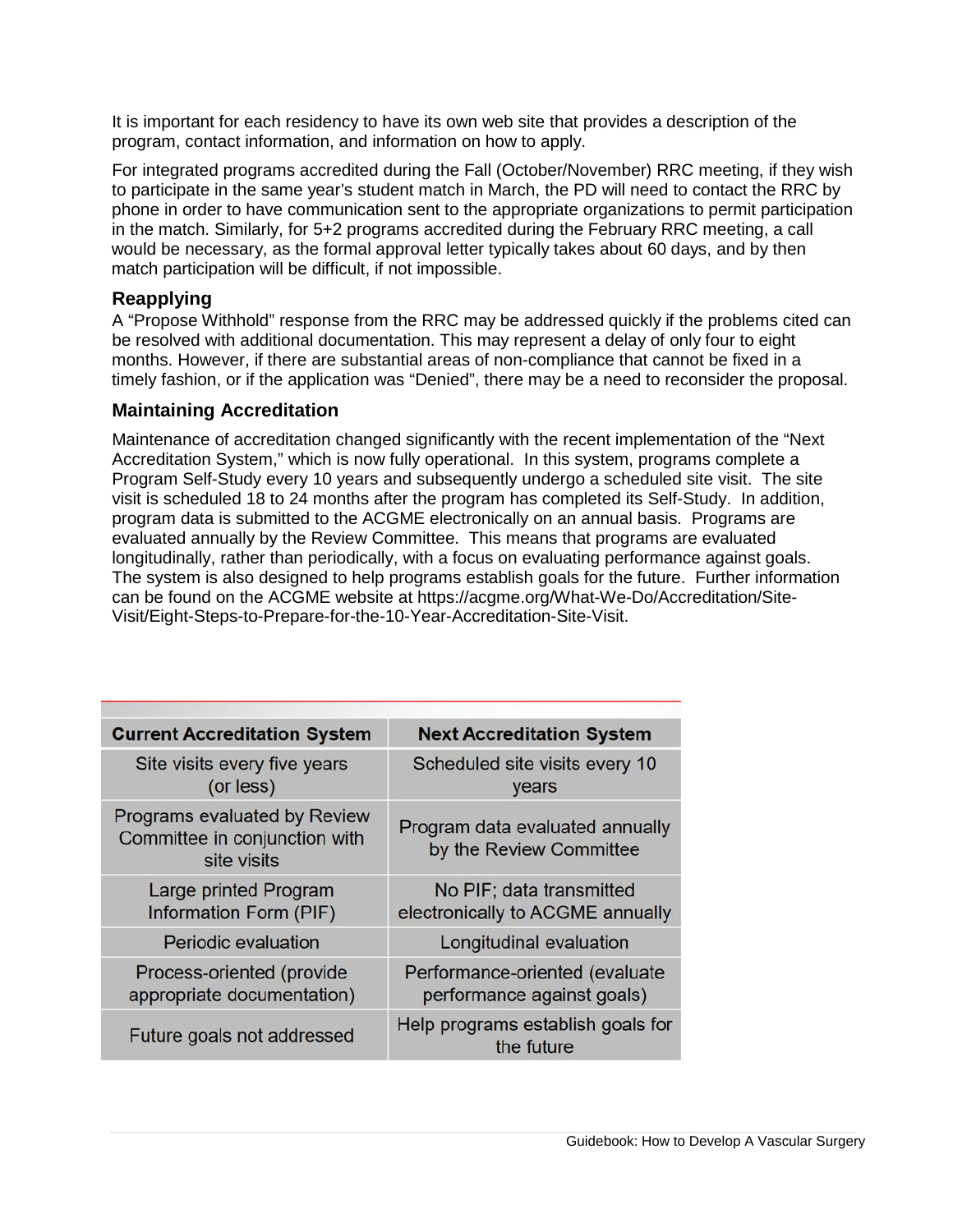It is important for each residency to have its own web site that provides a description of the program, contact information, and information on how to apply.

For integrated programs accredited during the Fall (October/November) RRC meeting, if they wish to participate in the same year's student match in March, the PD will need to contact the RRC by phone in order to have communication sent to the appropriate organizations to permit participation in the match. Similarly, for 5+2 programs accredited during the February RRC meeting, a call would be necessary, as the formal approval letter typically takes about 60 days, and by then match participation will be difficult, if not impossible.

### Reapplying

A "Propose Withhold" response from the RRC may be addressed quickly if the problems cited can be resolved with additional documentation. This may represent a delay of only four to eight months. However, if there are substantial areas of non-compliance that cannot be fixed in a timely fashion, or if the application was "Denied", there may be a need to reconsider the proposal.

### Maintaining Accreditation

Maintenance of accreditation changed significantly with the recent implementation of the "Next Accreditation System," which is now fully operational. In this system, programs complete a Program Self-Study every 10 years and subsequently undergo a scheduled site visit. The site visit is scheduled 18 to 24 months after the program has completed its Self-Study. In addition, program data is submitted to the ACGME electronically on an annual basis. Programs are evaluated annually by the Review Committee. This means that programs are evaluated longitudinally, rather than periodically, with a focus on evaluating performance against goals. The system is also designed to help programs establish goals for the future. Further information can be found on the ACGME website at https://acgme.org/What-We-Do/Accreditation/Site-Visit/Eight-Steps-to-Prepare-for-the-10-Year-Accreditation-Site-Visit.

| Current Accreditation System | Next Accreditation System |
| --- | --- |
| Site visits every five years (or less) | Scheduled site visits every 10 years |
| Programs evaluated by Review Committee in conjunction with site visits | Program data evaluated annually by the Review Committee |
| Large printed Program Information Form (PIF) | No PIF; data transmitted electronically to ACGME annually |
| Periodic evaluation | Longitudinal evaluation |
| Process-oriented (provide appropriate documentation) | Performance-oriented (evaluate performance against goals) |
| Future goals not addressed | Help programs establish goals for the future |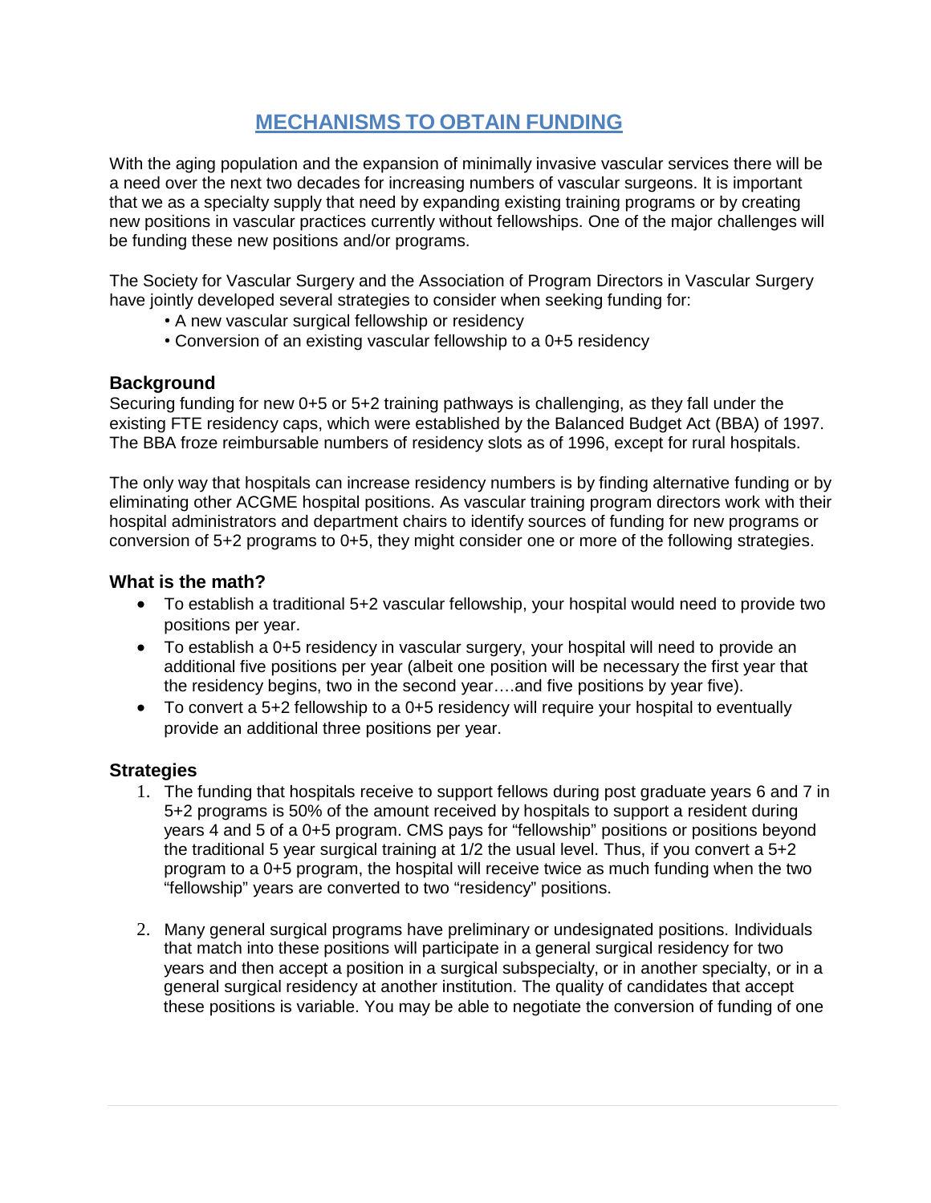# MECHANISMS TO OBTAIN FUNDING

With the aging population and the expansion of minimally invasive vascular services there will be a need over the next two decades for increasing numbers of vascular surgeons. It is important that we as a specialty supply that need by expanding existing training programs or by creating new positions in vascular practices currently without fellowships. One of the major challenges will be funding these new positions and/or programs.

The Society for Vascular Surgery and the Association of Program Directors in Vascular Surgery have jointly developed several strategies to consider when seeking funding for:

- A new vascular surgical fellowship or residency
- Conversion of an existing vascular fellowship to a 0+5 residency

### Background

Securing funding for new 0+5 or 5+2 training pathways is challenging, as they fall under the existing FTE residency caps, which were established by the Balanced Budget Act (BBA) of 1997. The BBA froze reimbursable numbers of residency slots as of 1996, except for rural hospitals.

The only way that hospitals can increase residency numbers is by finding alternative funding or by eliminating other ACGME hospital positions. As vascular training program directors work with their hospital administrators and department chairs to identify sources of funding for new programs or conversion of 5+2 programs to 0+5, they might consider one or more of the following strategies.

### What is the math?

- To establish a traditional 5+2 vascular fellowship, your hospital would need to provide two positions per year.
- To establish a 0+5 residency in vascular surgery, your hospital will need to provide an additional five positions per year (albeit one position will be necessary the first year that the residency begins, two in the second year….and five positions by year five).
- To convert a 5+2 fellowship to a 0+5 residency will require your hospital to eventually provide an additional three positions per year.

### Strategies

1. The funding that hospitals receive to support fellows during post graduate years 6 and 7 in 5+2 programs is 50% of the amount received by hospitals to support a resident during years 4 and 5 of a 0+5 program. CMS pays for "fellowship" positions or positions beyond the traditional 5 year surgical training at 1/2 the usual level. Thus, if you convert a 5+2 program to a 0+5 program, the hospital will receive twice as much funding when the two "fellowship" years are converted to two "residency" positions.

2. Many general surgical programs have preliminary or undesignated positions. Individuals that match into these positions will participate in a general surgical residency for two years and then accept a position in a surgical subspecialty, or in another specialty, or in a general surgical residency at another institution. The quality of candidates that accept these positions is variable. You may be able to negotiate the conversion of funding of one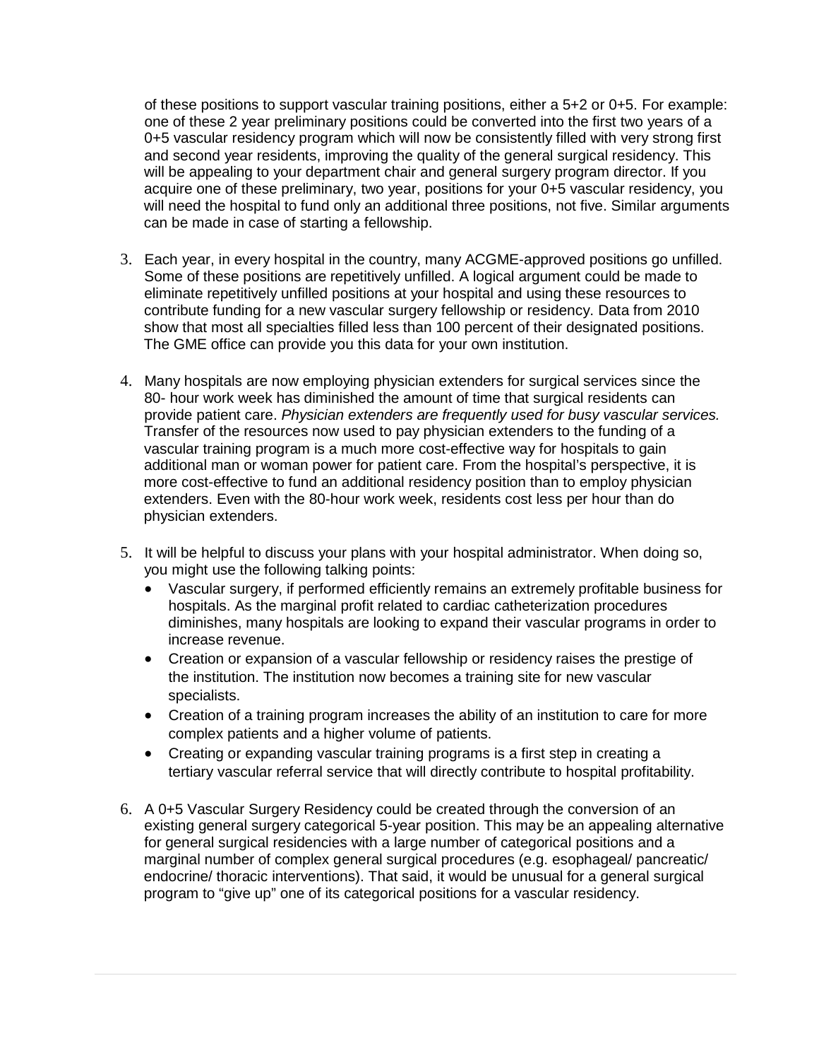of these positions to support vascular training positions, either a 5+2 or 0+5. For example: one of these 2 year preliminary positions could be converted into the first two years of a 0+5 vascular residency program which will now be consistently filled with very strong first and second year residents, improving the quality of the general surgical residency. This will be appealing to your department chair and general surgery program director. If you acquire one of these preliminary, two year, positions for your 0+5 vascular residency, you will need the hospital to fund only an additional three positions, not five. Similar arguments can be made in case of starting a fellowship.

3. Each year, in every hospital in the country, many ACGME-approved positions go unfilled. Some of these positions are repetitively unfilled. A logical argument could be made to eliminate repetitively unfilled positions at your hospital and using these resources to contribute funding for a new vascular surgery fellowship or residency. Data from 2010 show that most all specialties filled less than 100 percent of their designated positions. The GME office can provide you this data for your own institution.

4. Many hospitals are now employing physician extenders for surgical services since the 80- hour work week has diminished the amount of time that surgical residents can provide patient care. *Physician extenders are frequently used for busy vascular services.* Transfer of the resources now used to pay physician extenders to the funding of a vascular training program is a much more cost-effective way for hospitals to gain additional man or woman power for patient care. From the hospital's perspective, it is more cost-effective to fund an additional residency position than to employ physician extenders. Even with the 80-hour work week, residents cost less per hour than do physician extenders.

5. It will be helpful to discuss your plans with your hospital administrator. When doing so, you might use the following talking points:
   - Vascular surgery, if performed efficiently remains an extremely profitable business for hospitals. As the marginal profit related to cardiac catheterization procedures diminishes, many hospitals are looking to expand their vascular programs in order to increase revenue.
   - Creation or expansion of a vascular fellowship or residency raises the prestige of the institution. The institution now becomes a training site for new vascular specialists.
   - Creation of a training program increases the ability of an institution to care for more complex patients and a higher volume of patients.
   - Creating or expanding vascular training programs is a first step in creating a tertiary vascular referral service that will directly contribute to hospital profitability.

6. A 0+5 Vascular Surgery Residency could be created through the conversion of an existing general surgery categorical 5-year position. This may be an appealing alternative for general surgical residencies with a large number of categorical positions and a marginal number of complex general surgical procedures (e.g. esophageal/ pancreatic/ endocrine/ thoracic interventions). That said, it would be unusual for a general surgical program to "give up" one of its categorical positions for a vascular residency.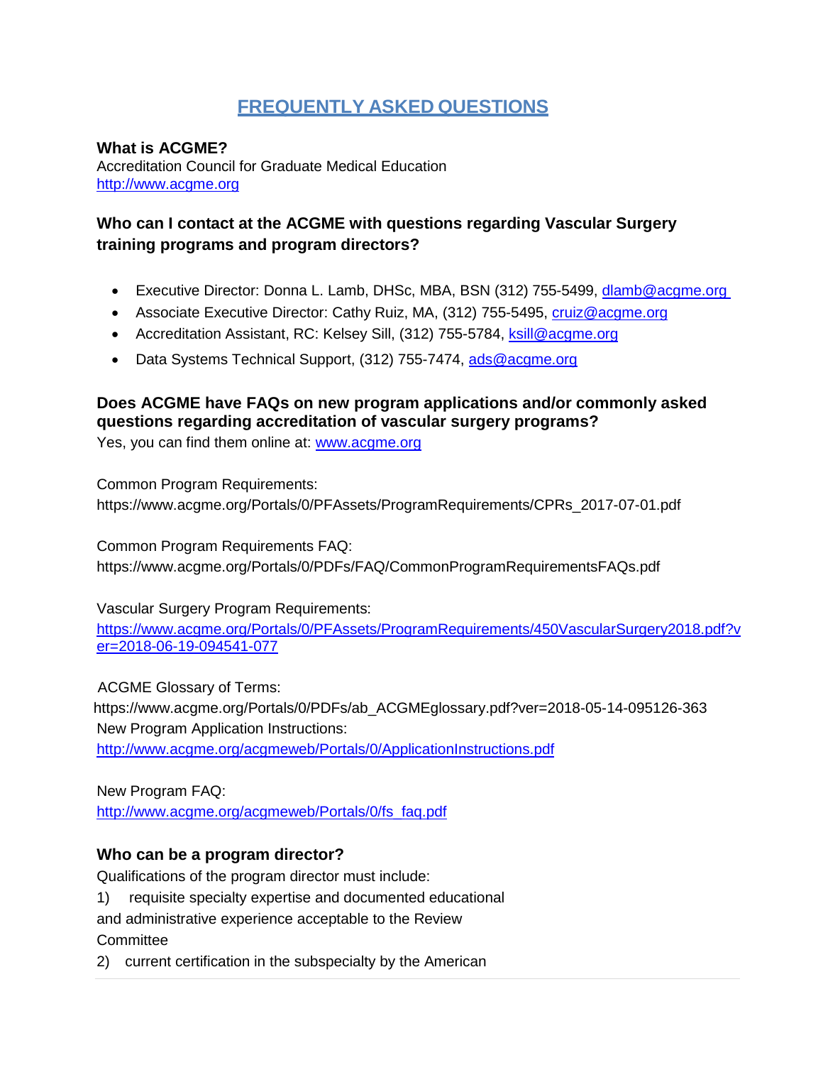# FREQUENTLY ASKED QUESTIONS

### What is ACGME?

Accreditation Council for Graduate Medical Education
http://www.acgme.org

### Who can I contact at the ACGME with questions regarding Vascular Surgery training programs and program directors?

- Executive Director: Donna L. Lamb, DHSc, MBA, BSN (312) 755-5499, dlamb@acgme.org
- Associate Executive Director: Cathy Ruiz, MA, (312) 755-5495, cruiz@acgme.org
- Accreditation Assistant, RC: Kelsey Sill, (312) 755-5784, ksill@acgme.org
- Data Systems Technical Support, (312) 755-7474, ads@acgme.org

### Does ACGME have FAQs on new program applications and/or commonly asked questions regarding accreditation of vascular surgery programs?

Yes, you can find them online at: www.acgme.org

Common Program Requirements:
https://www.acgme.org/Portals/0/PFAssets/ProgramRequirements/CPRs_2017-07-01.pdf

Common Program Requirements FAQ:
https://www.acgme.org/Portals/0/PDFs/FAQ/CommonProgramRequirementsFAQs.pdf

Vascular Surgery Program Requirements:
https://www.acgme.org/Portals/0/PFAssets/ProgramRequirements/450VascularSurgery2018.pdf?ver=2018-06-19-094541-077

ACGME Glossary of Terms:
https://www.acgme.org/Portals/0/PDFs/ab_ACGMEglossary.pdf?ver=2018-05-14-095126-363
New Program Application Instructions:
http://www.acgme.org/acgmeweb/Portals/0/ApplicationInstructions.pdf

New Program FAQ:
http://www.acgme.org/acgmeweb/Portals/0/fs_faq.pdf

### Who can be a program director?

Qualifications of the program director must include:
1) requisite specialty expertise and documented educational and administrative experience acceptable to the Review Committee
2) current certification in the subspecialty by the American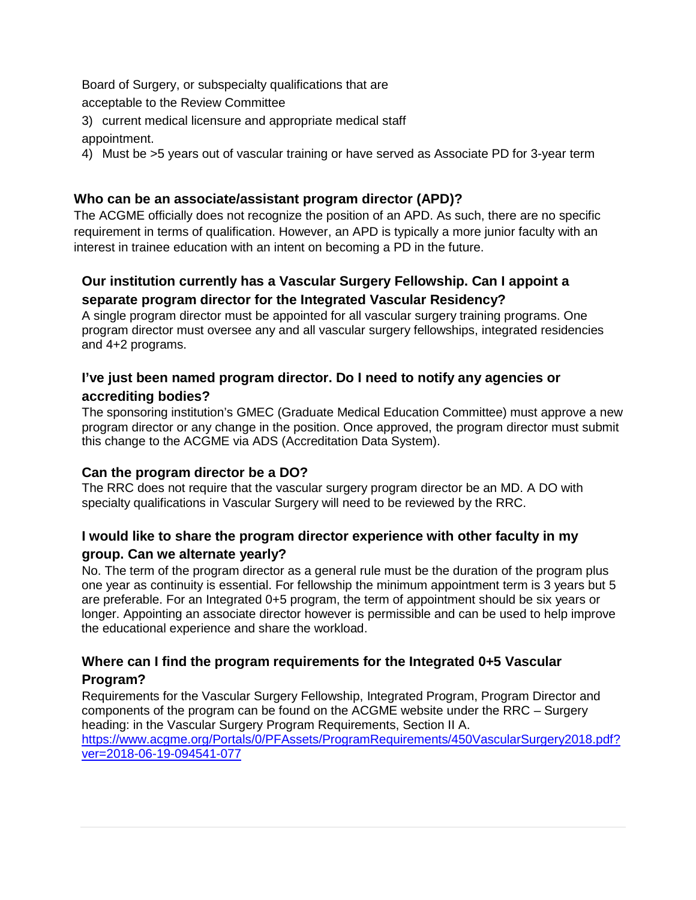Board of Surgery, or subspecialty qualifications that are acceptable to the Review Committee

3) current medical licensure and appropriate medical staff appointment.
4) Must be >5 years out of vascular training or have served as Associate PD for 3-year term

### Who can be an associate/assistant program director (APD)?

The ACGME officially does not recognize the position of an APD. As such, there are no specific requirement in terms of qualification. However, an APD is typically a more junior faculty with an interest in trainee education with an intent on becoming a PD in the future.

### Our institution currently has a Vascular Surgery Fellowship. Can I appoint a separate program director for the Integrated Vascular Residency?

A single program director must be appointed for all vascular surgery training programs. One program director must oversee any and all vascular surgery fellowships, integrated residencies and 4+2 programs.

### I've just been named program director. Do I need to notify any agencies or accrediting bodies?

The sponsoring institution's GMEC (Graduate Medical Education Committee) must approve a new program director or any change in the position. Once approved, the program director must submit this change to the ACGME via ADS (Accreditation Data System).

### Can the program director be a DO?

The RRC does not require that the vascular surgery program director be an MD. A DO with specialty qualifications in Vascular Surgery will need to be reviewed by the RRC.

### I would like to share the program director experience with other faculty in my group. Can we alternate yearly?

No. The term of the program director as a general rule must be the duration of the program plus one year as continuity is essential. For fellowship the minimum appointment term is 3 years but 5 are preferable. For an Integrated 0+5 program, the term of appointment should be six years or longer. Appointing an associate director however is permissible and can be used to help improve the educational experience and share the workload.

### Where can I find the program requirements for the Integrated 0+5 Vascular Program?

Requirements for the Vascular Surgery Fellowship, Integrated Program, Program Director and components of the program can be found on the ACGME website under the RRC – Surgery heading: in the Vascular Surgery Program Requirements, Section II A.
https://www.acgme.org/Portals/0/PFAssets/ProgramRequirements/450VascularSurgery2018.pdf?ver=2018-06-19-094541-077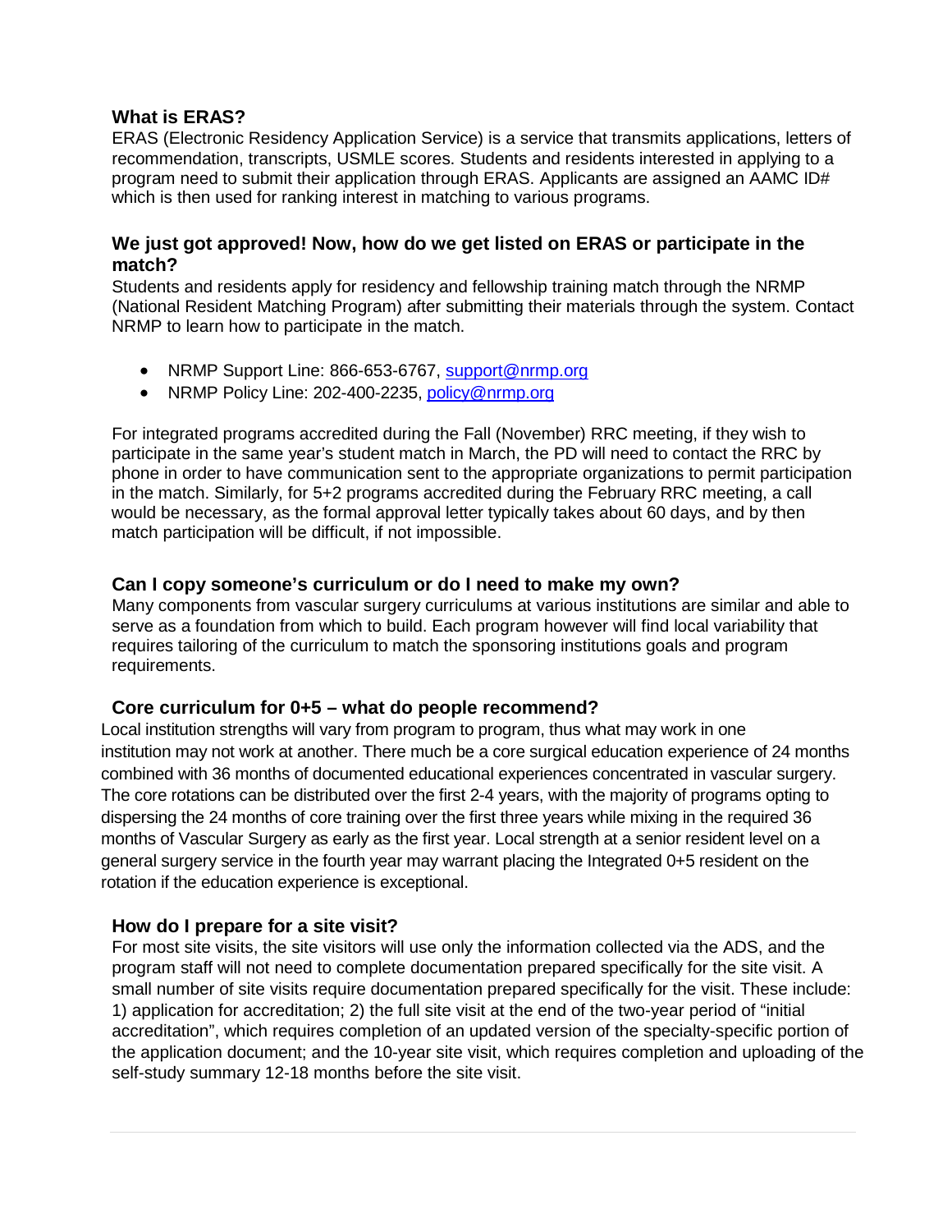**What is ERAS?**

ERAS (Electronic Residency Application Service) is a service that transmits applications, letters of recommendation, transcripts, USMLE scores. Students and residents interested in applying to a program need to submit their application through ERAS. Applicants are assigned an AAMC ID# which is then used for ranking interest in matching to various programs.

**We just got approved! Now, how do we get listed on ERAS or participate in the match?**

Students and residents apply for residency and fellowship training match through the NRMP (National Resident Matching Program) after submitting their materials through the system. Contact NRMP to learn how to participate in the match.

- NRMP Support Line: 866-653-6767, support@nrmp.org
- NRMP Policy Line: 202-400-2235, policy@nrmp.org

For integrated programs accredited during the Fall (November) RRC meeting, if they wish to participate in the same year's student match in March, the PD will need to contact the RRC by phone in order to have communication sent to the appropriate organizations to permit participation in the match. Similarly, for 5+2 programs accredited during the February RRC meeting, a call would be necessary, as the formal approval letter typically takes about 60 days, and by then match participation will be difficult, if not impossible.

**Can I copy someone's curriculum or do I need to make my own?**

Many components from vascular surgery curriculums at various institutions are similar and able to serve as a foundation from which to build. Each program however will find local variability that requires tailoring of the curriculum to match the sponsoring institutions goals and program requirements.

**Core curriculum for 0+5 – what do people recommend?**

Local institution strengths will vary from program to program, thus what may work in one institution may not work at another. There much be a core surgical education experience of 24 months combined with 36 months of documented educational experiences concentrated in vascular surgery. The core rotations can be distributed over the first 2-4 years, with the majority of programs opting to dispersing the 24 months of core training over the first three years while mixing in the required 36 months of Vascular Surgery as early as the first year. Local strength at a senior resident level on a general surgery service in the fourth year may warrant placing the Integrated 0+5 resident on the rotation if the education experience is exceptional.

**How do I prepare for a site visit?**

For most site visits, the site visitors will use only the information collected via the ADS, and the program staff will not need to complete documentation prepared specifically for the site visit. A small number of site visits require documentation prepared specifically for the visit. These include: 1) application for accreditation; 2) the full site visit at the end of the two-year period of "initial accreditation", which requires completion of an updated version of the specialty-specific portion of the application document; and the 10-year site visit, which requires completion and uploading of the self-study summary 12-18 months before the site visit.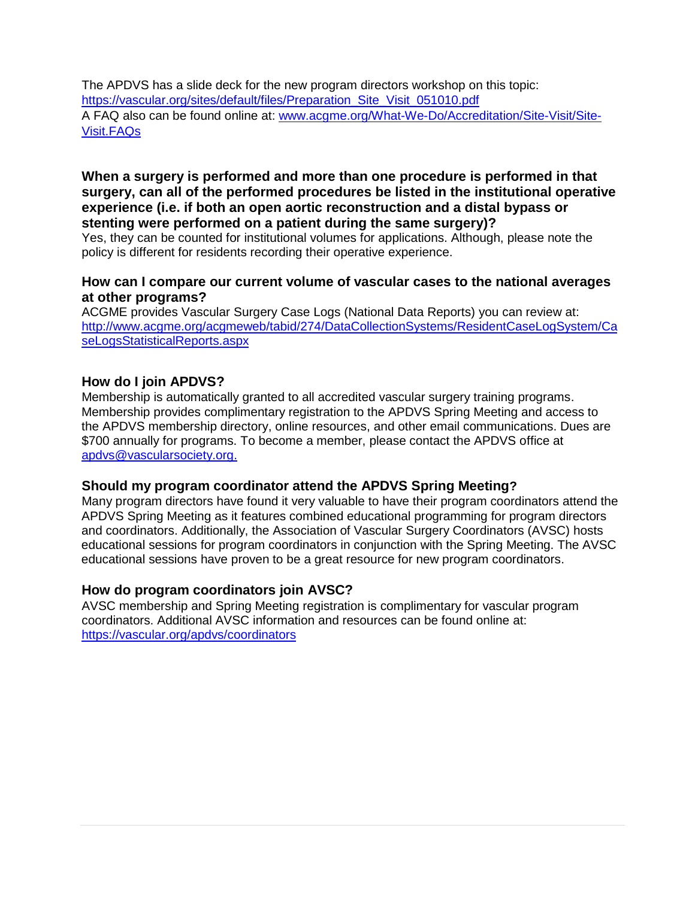The APDVS has a slide deck for the new program directors workshop on this topic: [https://vascular.org/sites/default/files/Preparation_Site_Visit_051010.pdf](https://vascular.org/sites/default/files/Preparation_Site_Visit_051010.pdf)
A FAQ also can be found online at: [www.acgme.org/What-We-Do/Accreditation/Site-Visit/Site-Visit.FAQs](www.acgme.org/What-We-Do/Accreditation/Site-Visit/Site-Visit.FAQs)

### When a surgery is performed and more than one procedure is performed in that surgery, can all of the performed procedures be listed in the institutional operative experience (i.e. if both an open aortic reconstruction and a distal bypass or stenting were performed on a patient during the same surgery)?

Yes, they can be counted for institutional volumes for applications. Although, please note the policy is different for residents recording their operative experience.

### How can I compare our current volume of vascular cases to the national averages at other programs?

ACGME provides Vascular Surgery Case Logs (National Data Reports) you can review at: [http://www.acgme.org/acgmeweb/tabid/274/DataCollectionSystems/ResidentCaseLogSystem/CaseLogsStatisticalReports.aspx](http://www.acgme.org/acgmeweb/tabid/274/DataCollectionSystems/ResidentCaseLogSystem/CaseLogsStatisticalReports.aspx)

### How do I join APDVS?

Membership is automatically granted to all accredited vascular surgery training programs. Membership provides complimentary registration to the APDVS Spring Meeting and access to the APDVS membership directory, online resources, and other email communications. Dues are $700 annually for programs. To become a member, please contact the APDVS office at [apdvs@vascularsociety.org.](mailto:apdvs@vascularsociety.org)

### Should my program coordinator attend the APDVS Spring Meeting?

Many program directors have found it very valuable to have their program coordinators attend the APDVS Spring Meeting as it features combined educational programming for program directors and coordinators. Additionally, the Association of Vascular Surgery Coordinators (AVSC) hosts educational sessions for program coordinators in conjunction with the Spring Meeting. The AVSC educational sessions have proven to be a great resource for new program coordinators.

### How do program coordinators join AVSC?

AVSC membership and Spring Meeting registration is complimentary for vascular program coordinators. Additional AVSC information and resources can be found online at: [https://vascular.org/apdvs/coordinators](https://vascular.org/apdvs/coordinators)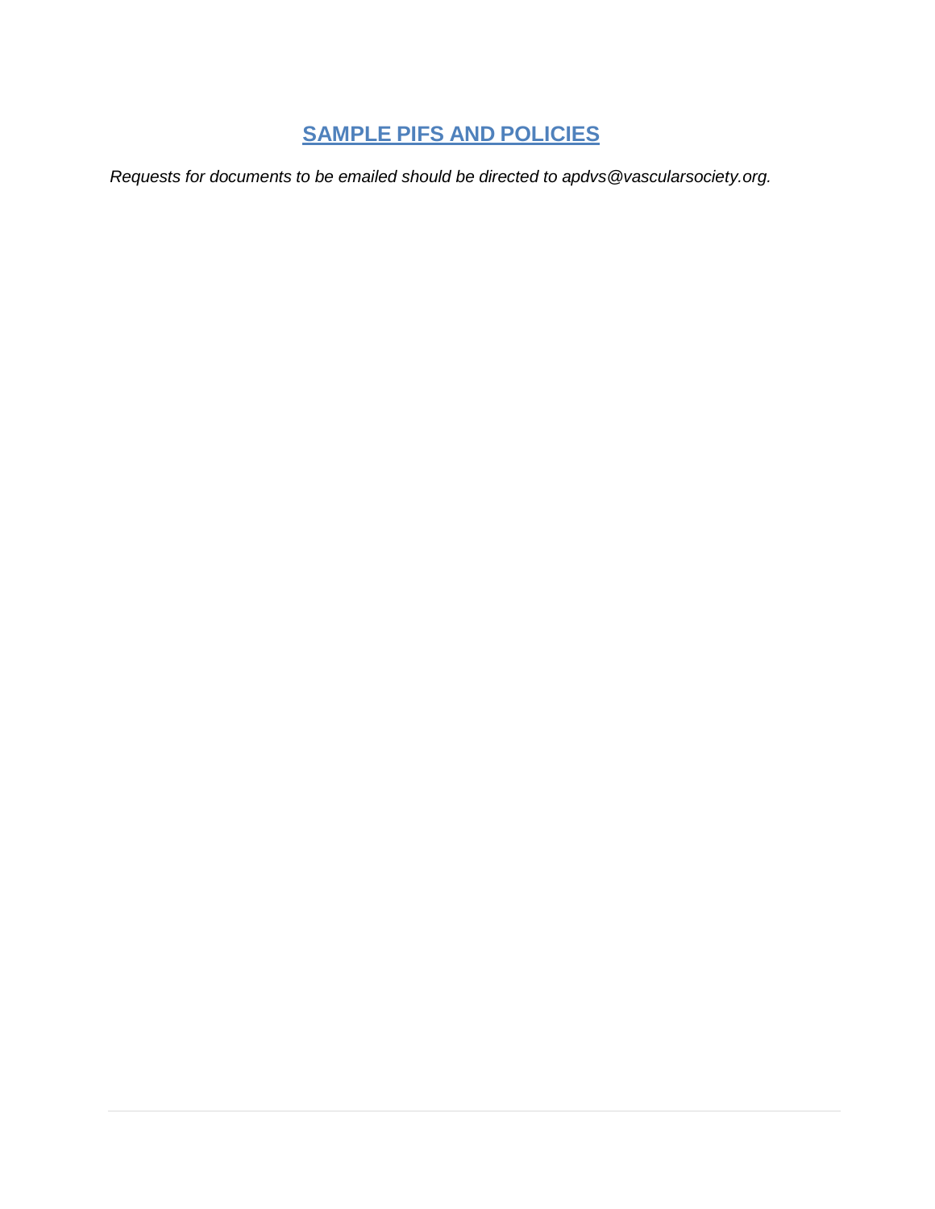# SAMPLE PIFS AND POLICIES

*Requests for documents to be emailed should be directed to apdvs@vascularsociety.org.*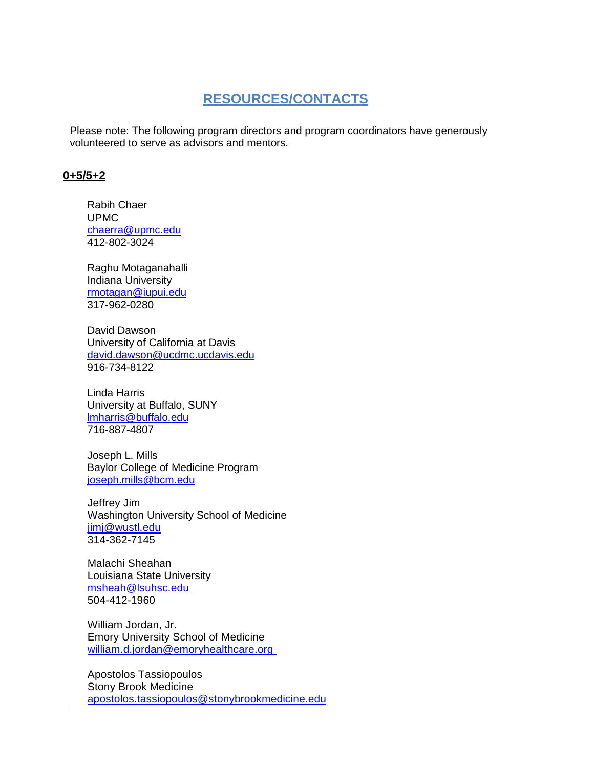# RESOURCES/CONTACTS

Please note: The following program directors and program coordinators have generously volunteered to serve as advisors and mentors.

## 0+5/5+2

Rabih Chaer
UPMC
chaerra@upmc.edu
412-802-3024

Raghu Motaganahalli
Indiana University
rmotagan@iupui.edu
317-962-0280

David Dawson
University of California at Davis
david.dawson@ucdmc.ucdavis.edu
916-734-8122

Linda Harris
University at Buffalo, SUNY
lmharris@buffalo.edu
716-887-4807

Joseph L. Mills
Baylor College of Medicine Program
joseph.mills@bcm.edu

Jeffrey Jim
Washington University School of Medicine
jimj@wustl.edu
314-362-7145

Malachi Sheahan
Louisiana State University
msheah@lsuhsc.edu
504-412-1960

William Jordan, Jr.
Emory University School of Medicine
william.d.jordan@emoryhealthcare.org

Apostolos Tassiopoulos
Stony Brook Medicine
apostolos.tassiopoulos@stonybrookmedicine.edu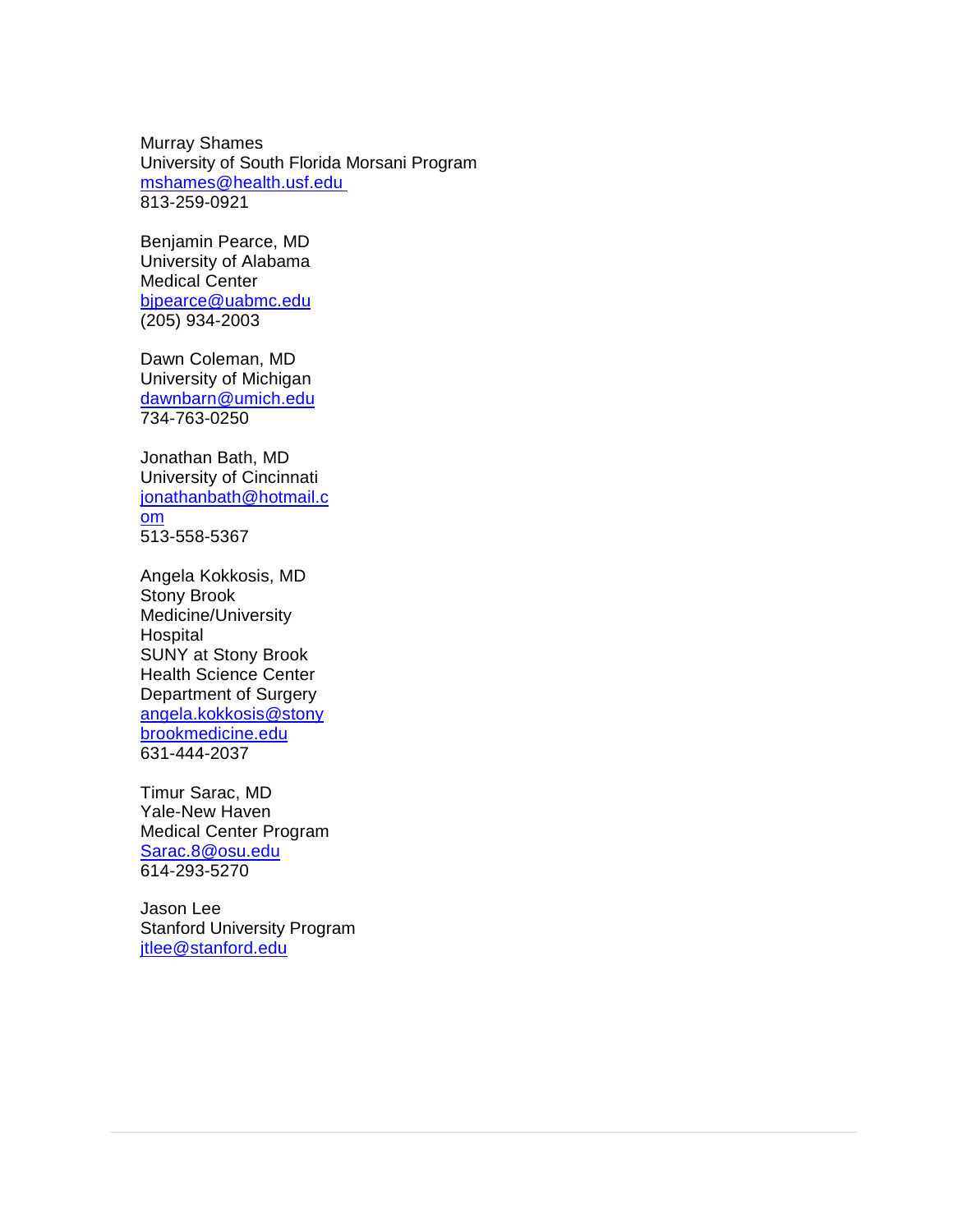Murray Shames
University of South Florida Morsani Program
mshames@health.usf.edu
813-259-0921

Benjamin Pearce, MD
University of Alabama
Medical Center
bjpearce@uabmc.edu
(205) 934-2003

Dawn Coleman, MD
University of Michigan
dawnbarn@umich.edu
734-763-0250

Jonathan Bath, MD
University of Cincinnati
jonathanbath@hotmail.com
513-558-5367

Angela Kokkosis, MD
Stony Brook
Medicine/University
Hospital
SUNY at Stony Brook
Health Science Center
Department of Surgery
angela.kokkosis@stonybrookmedicine.edu
631-444-2037

Timur Sarac, MD
Yale-New Haven
Medical Center Program
Sarac.8@osu.edu
614-293-5270

Jason Lee
Stanford University Program
jtlee@stanford.edu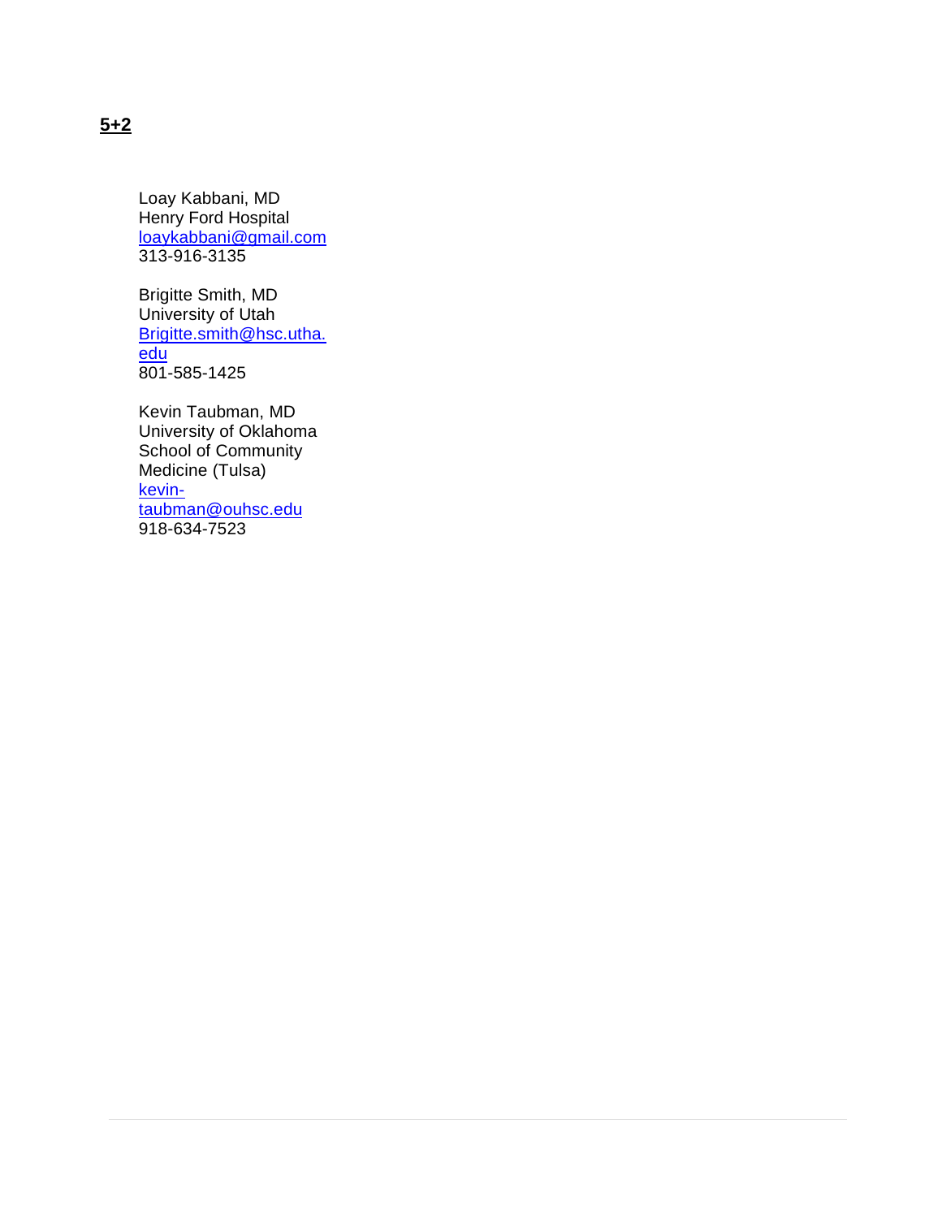**5+2**

Loay Kabbani, MD
Henry Ford Hospital
loaykabbani@gmail.com
313-916-3135

Brigitte Smith, MD
University of Utah
Brigitte.smith@hsc.utha.edu
801-585-1425

Kevin Taubman, MD
University of Oklahoma School of Community Medicine (Tulsa)
kevin-taubman@ouhsc.edu
918-634-7523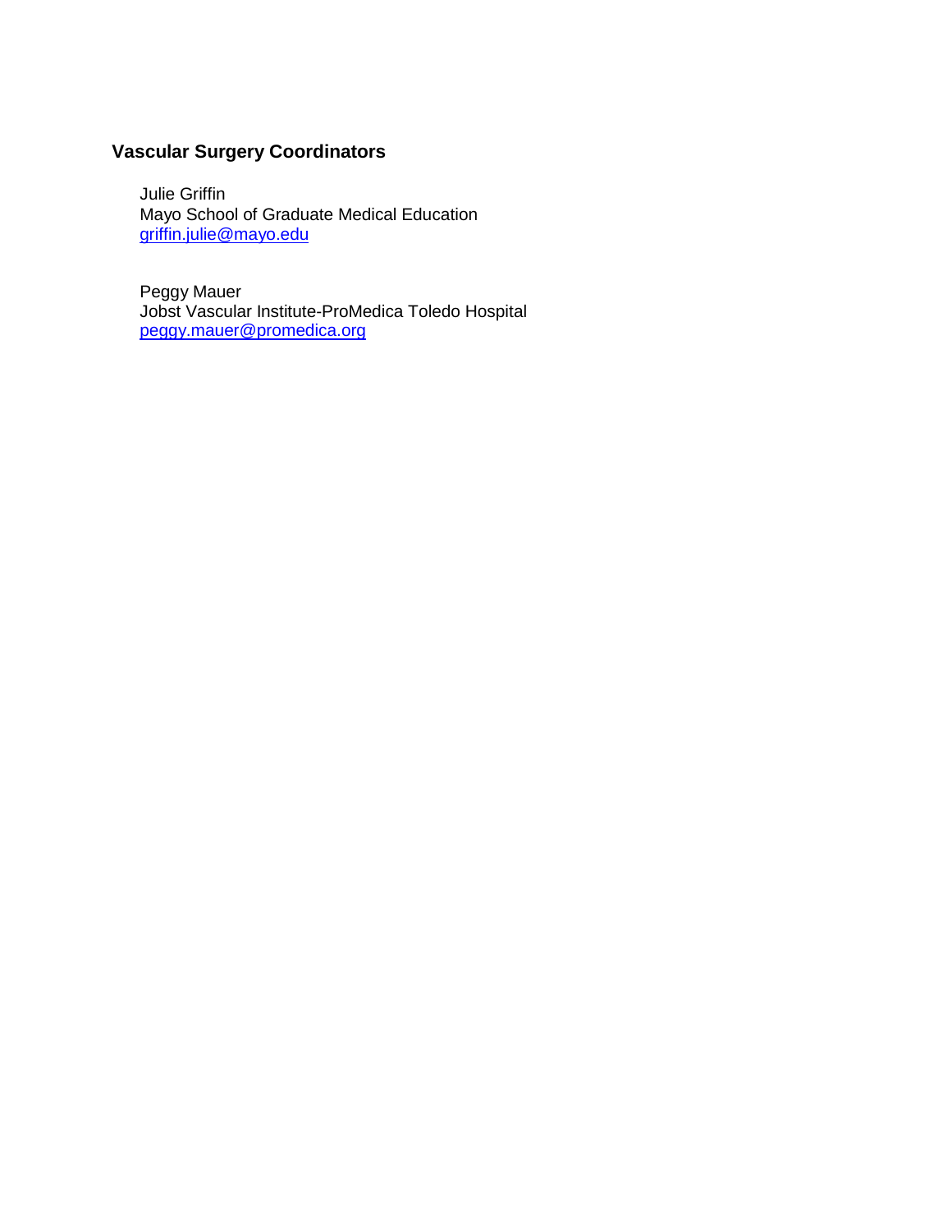### Vascular Surgery Coordinators

Julie Griffin
Mayo School of Graduate Medical Education
griffin.julie@mayo.edu

Peggy Mauer
Jobst Vascular Institute-ProMedica Toledo Hospital
peggy.mauer@promedica.org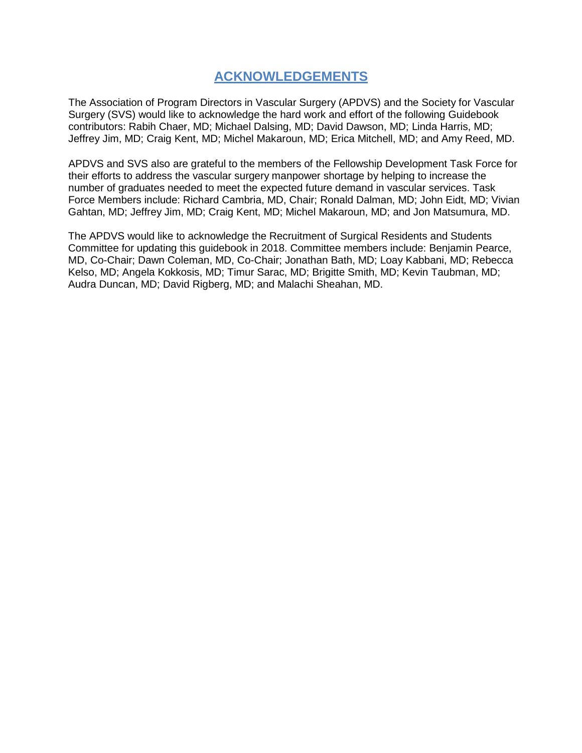# ACKNOWLEDGEMENTS

The Association of Program Directors in Vascular Surgery (APDVS) and the Society for Vascular Surgery (SVS) would like to acknowledge the hard work and effort of the following Guidebook contributors: Rabih Chaer, MD; Michael Dalsing, MD; David Dawson, MD; Linda Harris, MD; Jeffrey Jim, MD; Craig Kent, MD; Michel Makaroun, MD; Erica Mitchell, MD; and Amy Reed, MD.

APDVS and SVS also are grateful to the members of the Fellowship Development Task Force for their efforts to address the vascular surgery manpower shortage by helping to increase the number of graduates needed to meet the expected future demand in vascular services. Task Force Members include: Richard Cambria, MD, Chair; Ronald Dalman, MD; John Eidt, MD; Vivian Gahtan, MD; Jeffrey Jim, MD; Craig Kent, MD; Michel Makaroun, MD; and Jon Matsumura, MD.

The APDVS would like to acknowledge the Recruitment of Surgical Residents and Students Committee for updating this guidebook in 2018. Committee members include: Benjamin Pearce, MD, Co-Chair; Dawn Coleman, MD, Co-Chair; Jonathan Bath, MD; Loay Kabbani, MD; Rebecca Kelso, MD; Angela Kokkosis, MD; Timur Sarac, MD; Brigitte Smith, MD; Kevin Taubman, MD; Audra Duncan, MD; David Rigberg, MD; and Malachi Sheahan, MD.